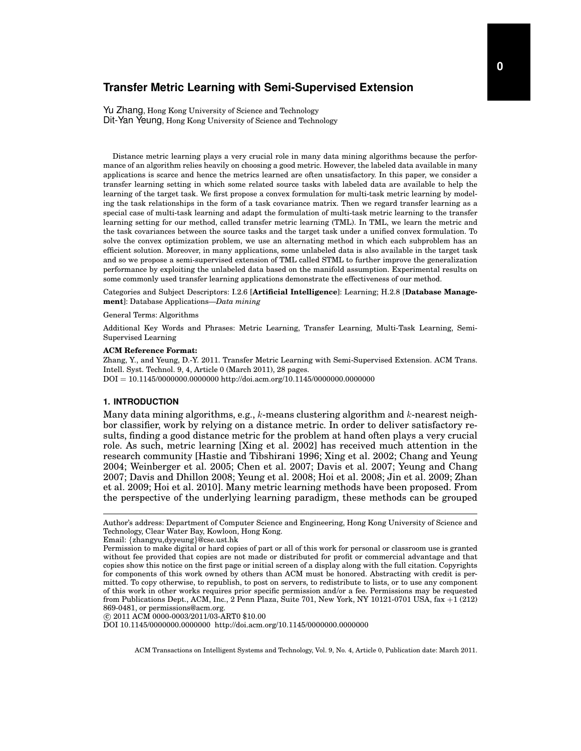# Transfer Metric Learning with Semi-Supervised Extension

Yu Zhang, Hong Kong University of Science and Technology
Dit-Yan Yeung, Hong Kong University of Science and Technology

Distance metric learning plays a very crucial role in many data mining algorithms because the performance of an algorithm relies heavily on choosing a good metric. However, the labeled data available in many applications is scarce and hence the metrics learned are often unsatisfactory. In this paper, we consider a transfer learning setting in which some related source tasks with labeled data are available to help the learning of the target task. We first propose a convex formulation for multi-task metric learning by modeling the task relationships in the form of a task covariance matrix. Then we regard transfer learning as a special case of multi-task learning and adapt the formulation of multi-task metric learning to the transfer learning setting for our method, called transfer metric learning (TML). In TML, we learn the metric and the task covariances between the source tasks and the target task under a unified convex formulation. To solve the convex optimization problem, we use an alternating method in which each subproblem has an efficient solution. Moreover, in many applications, some unlabeled data is also available in the target task and so we propose a semi-supervised extension of TML called STML to further improve the generalization performance by exploiting the unlabeled data based on the manifold assumption. Experimental results on some commonly used transfer learning applications demonstrate the effectiveness of our method.

Categories and Subject Descriptors: I.2.6 [**Artificial Intelligence**]: Learning; H.2.8 [**Database Management**]: Database Applications—*Data mining*

General Terms: Algorithms

Additional Key Words and Phrases: Metric Learning, Transfer Learning, Multi-Task Learning, Semi-Supervised Learning

**ACM Reference Format:**
Zhang, Y., and Yeung, D.-Y. 2011. Transfer Metric Learning with Semi-Supervised Extension. ACM Trans. Intell. Syst. Technol. 9, 4, Article 0 (March 2011), 28 pages.
DOI = 10.1145/0000000.0000000 http://doi.acm.org/10.1145/0000000.0000000

## 1. INTRODUCTION

Many data mining algorithms, e.g., $k$-means clustering algorithm and $k$-nearest neighbor classifier, work by relying on a distance metric. In order to deliver satisfactory results, finding a good distance metric for the problem at hand often plays a very crucial role. As such, metric learning [Xing et al. 2002] has received much attention in the research community [Hastie and Tibshirani 1996; Xing et al. 2002; Chang and Yeung 2004; Weinberger et al. 2005; Chen et al. 2007; Davis et al. 2007; Yeung and Chang 2007; Davis and Dhillon 2008; Yeung et al. 2008; Hoi et al. 2008; Jin et al. 2009; Zhan et al. 2009; Hoi et al. 2010]. Many metric learning methods have been proposed. From the perspective of the underlying learning paradigm, these methods can be grouped

---

Author's address: Department of Computer Science and Engineering, Hong Kong University of Science and Technology, Clear Water Bay, Kowloon, Hong Kong.
Email: {zhangyu,dyyeung}@cse.ust.hk
Permission to make digital or hard copies of part or all of this work for personal or classroom use is granted without fee provided that copies are not made or distributed for profit or commercial advantage and that copies show this notice on the first page or initial screen of a display along with the full citation. Copyrights for components of this work owned by others than ACM must be honored. Abstracting with credit is permitted. To copy otherwise, to republish, to post on servers, to redistribute to lists, or to use any component of this work in other works requires prior specific permission and/or a fee. Permissions may be requested from Publications Dept., ACM, Inc., 2 Penn Plaza, Suite 701, New York, NY 10121-0701 USA, fax +1 (212) 869-0481, or permissions@acm.org.
© 2011 ACM 0000-0003/2011/03-ART0 $10.00
DOI 10.1145/0000000.0000000 http://doi.acm.org/10.1145/0000000.0000000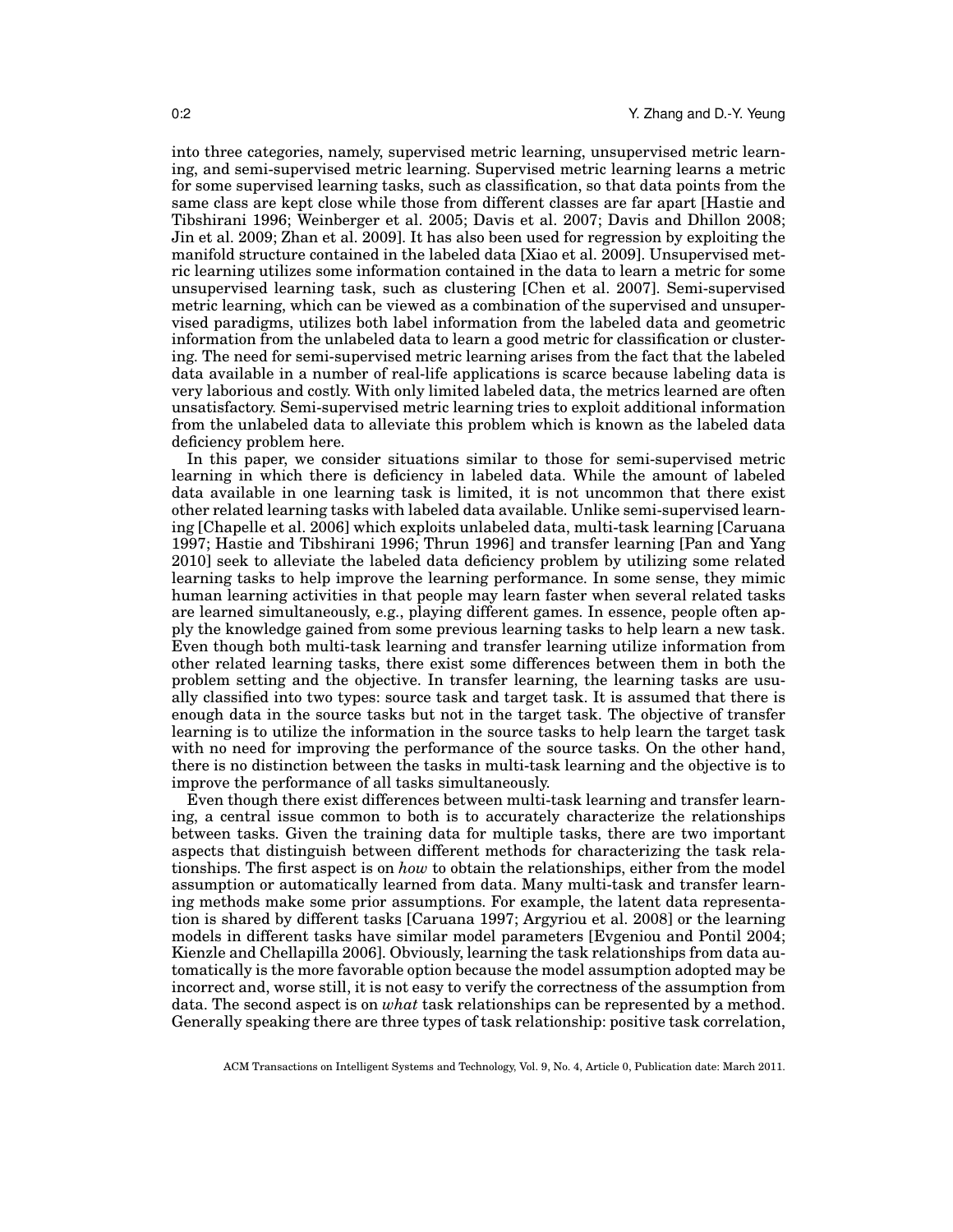into three categories, namely, supervised metric learning, unsupervised metric learning, and semi-supervised metric learning. Supervised metric learning learns a metric for some supervised learning tasks, such as classification, so that data points from the same class are kept close while those from different classes are far apart [Hastie and Tibshirani 1996; Weinberger et al. 2005; Davis et al. 2007; Davis and Dhillon 2008; Jin et al. 2009; Zhan et al. 2009]. It has also been used for regression by exploiting the manifold structure contained in the labeled data [Xiao et al. 2009]. Unsupervised metric learning utilizes some information contained in the data to learn a metric for some unsupervised learning task, such as clustering [Chen et al. 2007]. Semi-supervised metric learning, which can be viewed as a combination of the supervised and unsupervised paradigms, utilizes both label information from the labeled data and geometric information from the unlabeled data to learn a good metric for classification or clustering. The need for semi-supervised metric learning arises from the fact that the labeled data available in a number of real-life applications is scarce because labeling data is very laborious and costly. With only limited labeled data, the metrics learned are often unsatisfactory. Semi-supervised metric learning tries to exploit additional information from the unlabeled data to alleviate this problem which is known as the labeled data deficiency problem here.

In this paper, we consider situations similar to those for semi-supervised metric learning in which there is deficiency in labeled data. While the amount of labeled data available in one learning task is limited, it is not uncommon that there exist other related learning tasks with labeled data available. Unlike semi-supervised learning [Chapelle et al. 2006] which exploits unlabeled data, multi-task learning [Caruana 1997; Hastie and Tibshirani 1996; Thrun 1996] and transfer learning [Pan and Yang 2010] seek to alleviate the labeled data deficiency problem by utilizing some related learning tasks to help improve the learning performance. In some sense, they mimic human learning activities in that people may learn faster when several related tasks are learned simultaneously, e.g., playing different games. In essence, people often apply the knowledge gained from some previous learning tasks to help learn a new task. Even though both multi-task learning and transfer learning utilize information from other related learning tasks, there exist some differences between them in both the problem setting and the objective. In transfer learning, the learning tasks are usually classified into two types: source task and target task. It is assumed that there is enough data in the source tasks but not in the target task. The objective of transfer learning is to utilize the information in the source tasks to help learn the target task with no need for improving the performance of the source tasks. On the other hand, there is no distinction between the tasks in multi-task learning and the objective is to improve the performance of all tasks simultaneously.

Even though there exist differences between multi-task learning and transfer learning, a central issue common to both is to accurately characterize the relationships between tasks. Given the training data for multiple tasks, there are two important aspects that distinguish between different methods for characterizing the task relationships. The first aspect is on *how* to obtain the relationships, either from the model assumption or automatically learned from data. Many multi-task and transfer learning methods make some prior assumptions. For example, the latent data representation is shared by different tasks [Caruana 1997; Argyriou et al. 2008] or the learning models in different tasks have similar model parameters [Evgeniou and Pontil 2004; Kienzle and Chellapilla 2006]. Obviously, learning the task relationships from data automatically is the more favorable option because the model assumption adopted may be incorrect and, worse still, it is not easy to verify the correctness of the assumption from data. The second aspect is on *what* task relationships can be represented by a method. Generally speaking there are three types of task relationship: positive task correlation,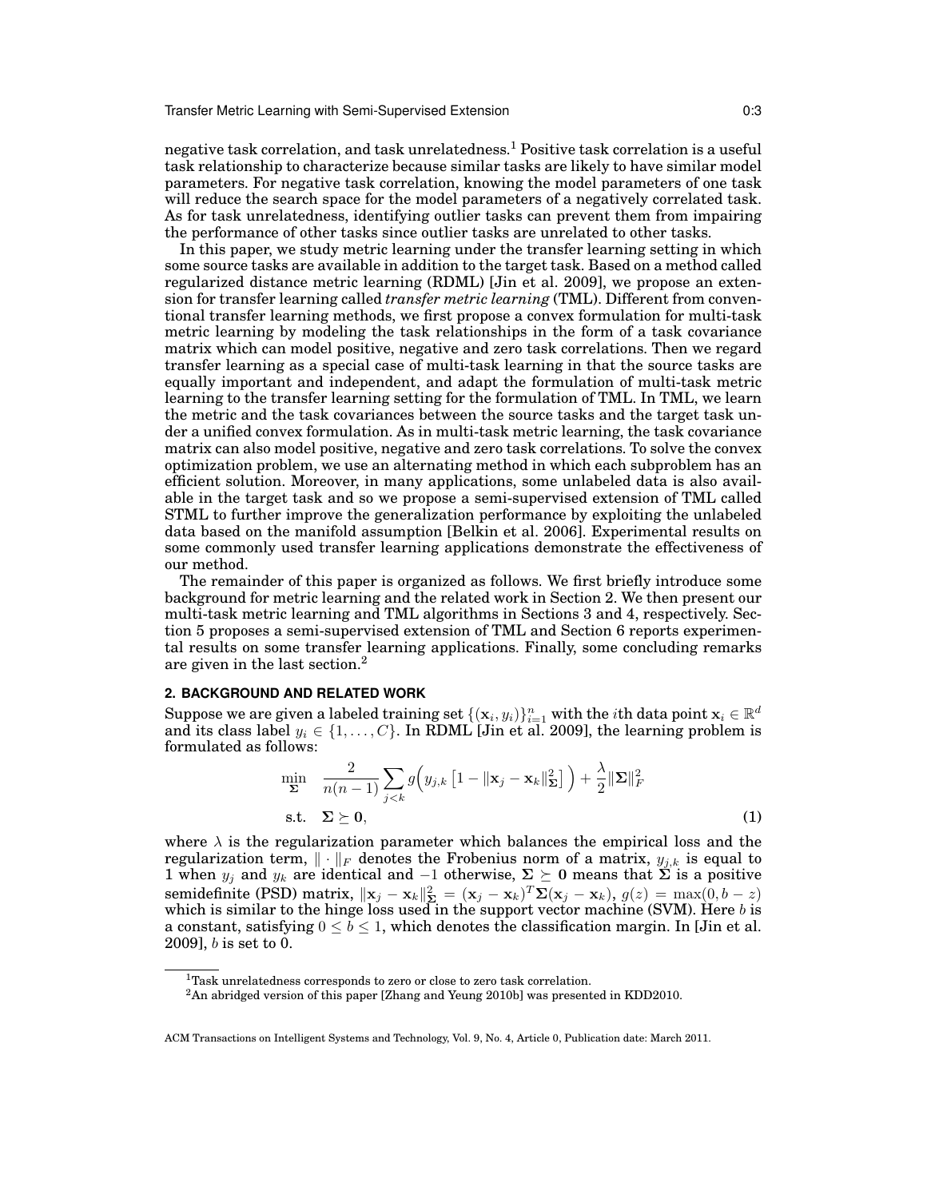negative task correlation, and task unrelatedness.[1] Positive task correlation is a useful task relationship to characterize because similar tasks are likely to have similar model parameters. For negative task correlation, knowing the model parameters of one task will reduce the search space for the model parameters of a negatively correlated task. As for task unrelatedness, identifying outlier tasks can prevent them from impairing the performance of other tasks since outlier tasks are unrelated to other tasks.

In this paper, we study metric learning under the transfer learning setting in which some source tasks are available in addition to the target task. Based on a method called regularized distance metric learning (RDML) [Jin et al. 2009], we propose an extension for transfer learning called *transfer metric learning* (TML). Different from conventional transfer learning methods, we first propose a convex formulation for multi-task metric learning by modeling the task relationships in the form of a task covariance matrix which can model positive, negative and zero task correlations. Then we regard transfer learning as a special case of multi-task learning in that the source tasks are equally important and independent, and adapt the formulation of multi-task metric learning to the transfer learning setting for the formulation of TML. In TML, we learn the metric and the task covariances between the source tasks and the target task under a unified convex formulation. As in multi-task metric learning, the task covariance matrix can also model positive, negative and zero task correlations. To solve the convex optimization problem, we use an alternating method in which each subproblem has an efficient solution. Moreover, in many applications, some unlabeled data is also available in the target task and so we propose a semi-supervised extension of TML called STML to further improve the generalization performance by exploiting the unlabeled data based on the manifold assumption [Belkin et al. 2006]. Experimental results on some commonly used transfer learning applications demonstrate the effectiveness of our method.

The remainder of this paper is organized as follows. We first briefly introduce some background for metric learning and the related work in Section 2. We then present our multi-task metric learning and TML algorithms in Sections 3 and 4, respectively. Section 5 proposes a semi-supervised extension of TML and Section 6 reports experimental results on some transfer learning applications. Finally, some concluding remarks are given in the last section.[2]

## 2. BACKGROUND AND RELATED WORK

Suppose we are given a labeled training set $\{(\mathbf{x}_i, y_i)\}_{i=1}^n$ with the $i$th data point $\mathbf{x}_i \in \mathbb{R}^d$ and its class label $y_i \in \{1, \ldots, C\}$. In RDML [Jin et al. 2009], the learning problem is formulated as follows:

$$
\begin{aligned}
\min_{\boldsymbol{\Sigma}} \quad & \frac{2}{n(n-1)} \sum_{j<k} g\Big( y_{j,k} \left[ 1 - \|\mathbf{x}_j - \mathbf{x}_k\|_{\boldsymbol{\Sigma}}^2 \right] \Big) + \frac{\lambda}{2} \|\boldsymbol{\Sigma}\|_F^2 \\
\text{s.t.} \quad & \boldsymbol{\Sigma} \succeq \mathbf{0},
\end{aligned}
\tag{1}
$$

where $\lambda$ is the regularization parameter which balances the empirical loss and the regularization term, $\|\cdot\|_F$ denotes the Frobenius norm of a matrix, $y_{j,k}$ is equal to 1 when $y_j$ and $y_k$ are identical and $-1$ otherwise, $\boldsymbol{\Sigma} \succeq \mathbf{0}$ means that $\boldsymbol{\Sigma}$ is a positive semidefinite (PSD) matrix, $\|\mathbf{x}_j - \mathbf{x}_k\|_{\boldsymbol{\Sigma}}^2 = (\mathbf{x}_j - \mathbf{x}_k)^T \boldsymbol{\Sigma} (\mathbf{x}_j - \mathbf{x}_k)$, $g(z) = \max(0, b - z)$ which is similar to the hinge loss used in the support vector machine (SVM). Here $b$ is a constant, satisfying $0 \leq b \leq 1$, which denotes the classification margin. In [Jin et al. 2009], $b$ is set to 0.

[1] Task unrelatedness corresponds to zero or close to zero task correlation.

[2] An abridged version of this paper [Zhang and Yeung 2010b] was presented in KDD2010.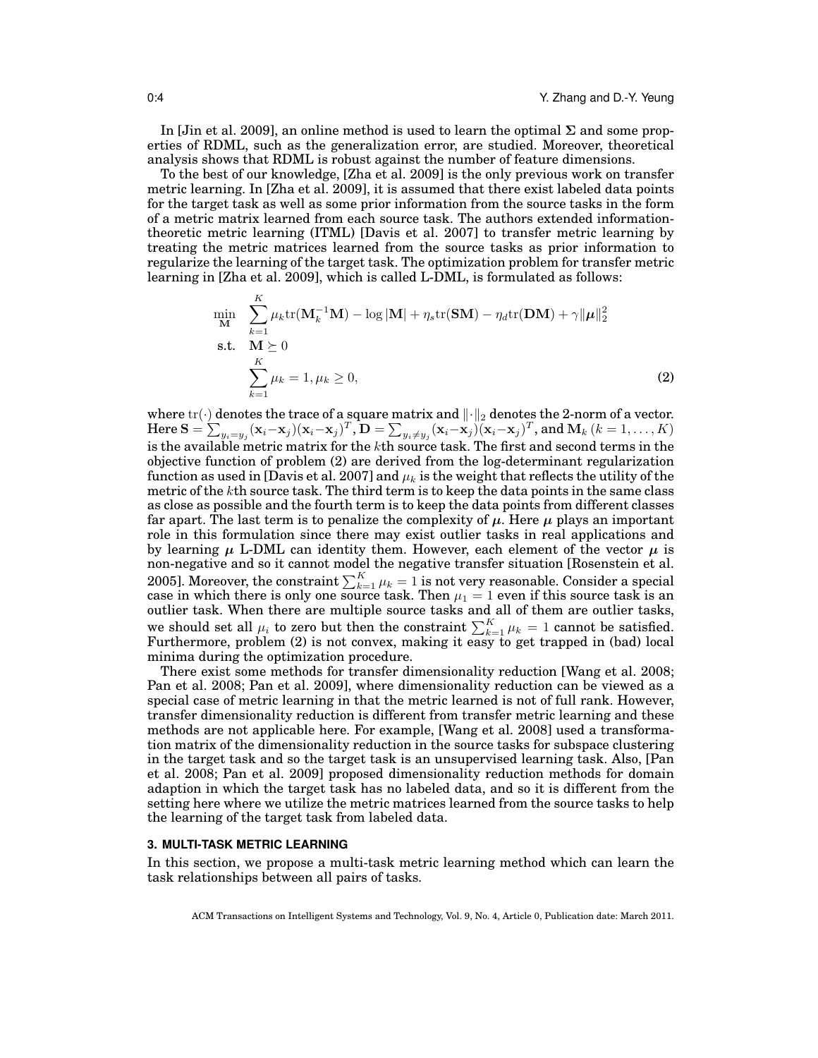In [Jin et al. 2009], an online method is used to learn the optimal $\mathbf{\Sigma}$ and some properties of RDML, such as the generalization error, are studied. Moreover, theoretical analysis shows that RDML is robust against the number of feature dimensions.

To the best of our knowledge, [Zha et al. 2009] is the only previous work on transfer metric learning. In [Zha et al. 2009], it is assumed that there exist labeled data points for the target task as well as some prior information from the source tasks in the form of a metric matrix learned from each source task. The authors extended information-theoretic metric learning (ITML) [Davis et al. 2007] to transfer metric learning by treating the metric matrices learned from the source tasks as prior information to regularize the learning of the target task. The optimization problem for transfer metric learning in [Zha et al. 2009], which is called L-DML, is formulated as follows:

$$
\begin{aligned}
\min_{\mathbf{M}} \quad & \sum_{k=1}^{K} \mu_k \mathrm{tr}(\mathbf{M}_k^{-1}\mathbf{M}) - \log|\mathbf{M}| + \eta_s \mathrm{tr}(\mathbf{S}\mathbf{M}) - \eta_d \mathrm{tr}(\mathbf{D}\mathbf{M}) + \gamma \|\boldsymbol{\mu}\|_2^2 \\
\text{s.t.} \quad & \mathbf{M} \succeq 0 \\
& \sum_{k=1}^{K} \mu_k = 1, \mu_k \geq 0,
\end{aligned}
\tag{2}
$$

where $\mathrm{tr}(\cdot)$ denotes the trace of a square matrix and $\|\cdot\|_2$ denotes the 2-norm of a vector. Here $\mathbf{S} = \sum_{y_i = y_j} (\mathbf{x}_i - \mathbf{x}_j)(\mathbf{x}_i - \mathbf{x}_j)^T$, $\mathbf{D} = \sum_{y_i \neq y_j} (\mathbf{x}_i - \mathbf{x}_j)(\mathbf{x}_i - \mathbf{x}_j)^T$, and $\mathbf{M}_k$ $(k = 1, \ldots, K)$ is the available metric matrix for the $k$th source task. The first and second terms in the objective function of problem (2) are derived from the log-determinant regularization function as used in [Davis et al. 2007] and $\mu_k$ is the weight that reflects the utility of the metric of the $k$th source task. The third term is to keep the data points in the same class as close as possible and the fourth term is to keep the data points from different classes far apart. The last term is to penalize the complexity of $\boldsymbol{\mu}$. Here $\boldsymbol{\mu}$ plays an important role in this formulation since there may exist outlier tasks in real applications and by learning $\boldsymbol{\mu}$ L-DML can identity them. However, each element of the vector $\boldsymbol{\mu}$ is non-negative and so it cannot model the negative transfer situation [Rosenstein et al. 2005]. Moreover, the constraint $\sum_{k=1}^{K} \mu_k = 1$ is not very reasonable. Consider a special case in which there is only one source task. Then $\mu_1 = 1$ even if this source task is an outlier task. When there are multiple source tasks and all of them are outlier tasks, we should set all $\mu_i$ to zero but then the constraint $\sum_{k=1}^{K} \mu_k = 1$ cannot be satisfied. Furthermore, problem (2) is not convex, making it easy to get trapped in (bad) local minima during the optimization procedure.

There exist some methods for transfer dimensionality reduction [Wang et al. 2008; Pan et al. 2008; Pan et al. 2009], where dimensionality reduction can be viewed as a special case of metric learning in that the metric learned is not of full rank. However, transfer dimensionality reduction is different from transfer metric learning and these methods are not applicable here. For example, [Wang et al. 2008] used a transformation matrix of the dimensionality reduction in the source tasks for subspace clustering in the target task and so the target task is an unsupervised learning task. Also, [Pan et al. 2008; Pan et al. 2009] proposed dimensionality reduction methods for domain adaption in which the target task has no labeled data, and so it is different from the setting here where we utilize the metric matrices learned from the source tasks to help the learning of the target task from labeled data.

## 3. MULTI-TASK METRIC LEARNING

In this section, we propose a multi-task metric learning method which can learn the task relationships between all pairs of tasks.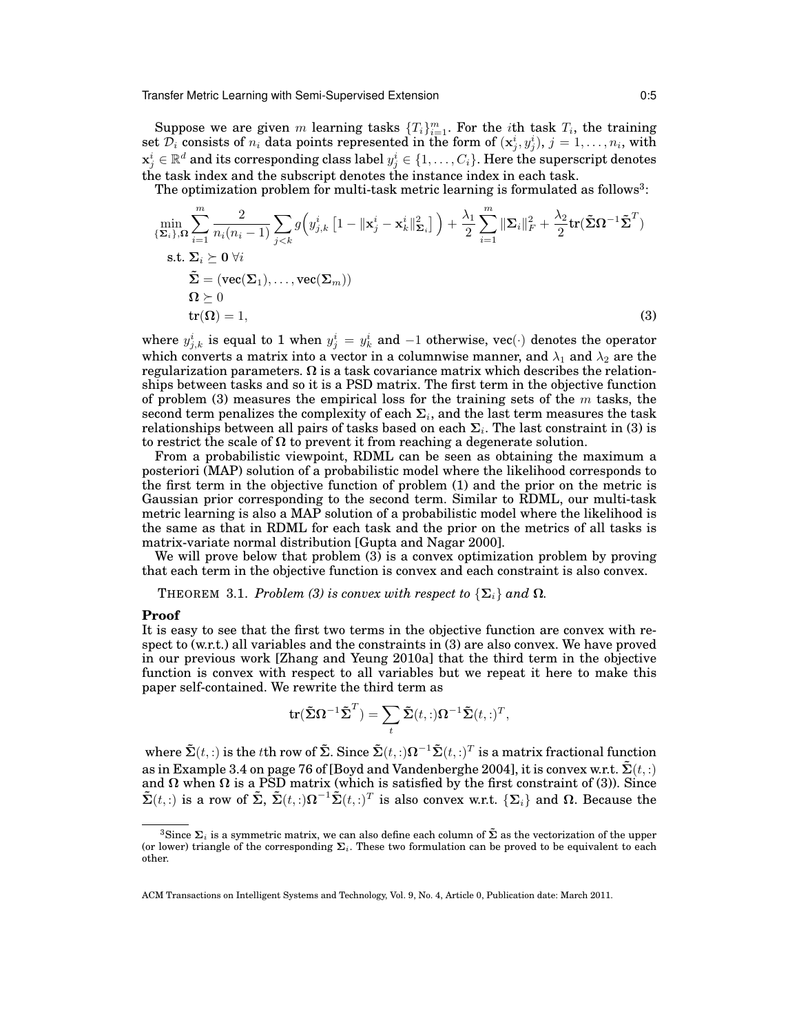Suppose we are given $m$ learning tasks $\{T_i\}_{i=1}^m$. For the $i$th task $T_i$, the training set $\mathcal{D}_i$ consists of $n_i$ data points represented in the form of $(\mathbf{x}_j^i, y_j^i)$, $j = 1, \ldots, n_i$, with $\mathbf{x}_j^i \in \mathbb{R}^d$ and its corresponding class label $y_j^i \in \{1, \ldots, C_i\}$. Here the superscript denotes the task index and the subscript denotes the instance index in each task.

The optimization problem for multi-task metric learning is formulated as follows[3]:

$$
\begin{aligned}
\min_{\{\boldsymbol{\Sigma}_i\}, \boldsymbol{\Omega}} \; & \sum_{i=1}^{m} \frac{2}{n_i(n_i-1)} \sum_{j<k} g\Big( y_{j,k}^i \left[ 1 - \|\mathbf{x}_j^i - \mathbf{x}_k^i\|_{\boldsymbol{\Sigma}_i}^2 \right] \Big) + \frac{\lambda_1}{2} \sum_{i=1}^{m} \|\boldsymbol{\Sigma}_i\|_F^2 + \frac{\lambda_2}{2} \mathbf{tr}(\tilde{\boldsymbol{\Sigma}} \boldsymbol{\Omega}^{-1} \tilde{\boldsymbol{\Sigma}}^T) \\
\text{s.t. } & \boldsymbol{\Sigma}_i \succeq \mathbf{0} \; \forall i \\
& \tilde{\boldsymbol{\Sigma}} = (\mathbf{vec}(\boldsymbol{\Sigma}_1), \ldots, \mathbf{vec}(\boldsymbol{\Sigma}_m)) \\
& \boldsymbol{\Omega} \succeq 0 \\
& \mathbf{tr}(\boldsymbol{\Omega}) = 1,
\end{aligned}
\tag{3}
$$

where $y_{j,k}^i$ is equal to 1 when $y_j^i = y_k^i$ and $-1$ otherwise, $\mathrm{vec}(\cdot)$ denotes the operator which converts a matrix into a vector in a columnwise manner, and $\lambda_1$ and $\lambda_2$ are the regularization parameters. $\boldsymbol{\Omega}$ is a task covariance matrix which describes the relationships between tasks and so it is a PSD matrix. The first term in the objective function of problem (3) measures the empirical loss for the training sets of the $m$ tasks, the second term penalizes the complexity of each $\boldsymbol{\Sigma}_i$, and the last term measures the task relationships between all pairs of tasks based on each $\boldsymbol{\Sigma}_i$. The last constraint in (3) is to restrict the scale of $\boldsymbol{\Omega}$ to prevent it from reaching a degenerate solution.

From a probabilistic viewpoint, RDML can be seen as obtaining the maximum a posteriori (MAP) solution of a probabilistic model where the likelihood corresponds to the first term in the objective function of problem (1) and the prior on the metric is Gaussian prior corresponding to the second term. Similar to RDML, our multi-task metric learning is also a MAP solution of a probabilistic model where the likelihood is the same as that in RDML for each task and the prior on the metrics of all tasks is matrix-variate normal distribution [Gupta and Nagar 2000].

We will prove below that problem (3) is a convex optimization problem by proving that each term in the objective function is convex and each constraint is also convex.

THEOREM 3.1. *Problem (3) is convex with respect to $\{\boldsymbol{\Sigma}_i\}$ and $\boldsymbol{\Omega}$.*

**Proof**

It is easy to see that the first two terms in the objective function are convex with respect to (w.r.t.) all variables and the constraints in (3) are also convex. We have proved in our previous work [Zhang and Yeung 2010a] that the third term in the objective function is convex with respect to all variables but we repeat it here to make this paper self-contained. We rewrite the third term as

$$
\mathbf{tr}(\tilde{\boldsymbol{\Sigma}} \boldsymbol{\Omega}^{-1} \tilde{\boldsymbol{\Sigma}}^T) = \sum_t \tilde{\boldsymbol{\Sigma}}(t,:) \boldsymbol{\Omega}^{-1} \tilde{\boldsymbol{\Sigma}}(t,:)^T,
$$

where $\tilde{\boldsymbol{\Sigma}}(t,:)$ is the $t$th row of $\tilde{\boldsymbol{\Sigma}}$. Since $\tilde{\boldsymbol{\Sigma}}(t,:)\boldsymbol{\Omega}^{-1}\tilde{\boldsymbol{\Sigma}}(t,:)^T$ is a matrix fractional function as in Example 3.4 on page 76 of [Boyd and Vandenberghe 2004], it is convex w.r.t. $\tilde{\boldsymbol{\Sigma}}(t,:)$ and $\boldsymbol{\Omega}$ when $\boldsymbol{\Omega}$ is a PSD matrix (which is satisfied by the first constraint of (3)). Since $\tilde{\boldsymbol{\Sigma}}(t,:)$ is a row of $\tilde{\boldsymbol{\Sigma}}$, $\tilde{\boldsymbol{\Sigma}}(t,:)\boldsymbol{\Omega}^{-1}\tilde{\boldsymbol{\Sigma}}(t,:)^T$ is also convex w.r.t. $\{\boldsymbol{\Sigma}_i\}$ and $\boldsymbol{\Omega}$. Because the

[3] Since $\boldsymbol{\Sigma}_i$ is a symmetric matrix, we can also define each column of $\tilde{\boldsymbol{\Sigma}}$ as the vectorization of the upper (or lower) triangle of the corresponding $\boldsymbol{\Sigma}_i$. These two formulation can be proved to be equivalent to each other.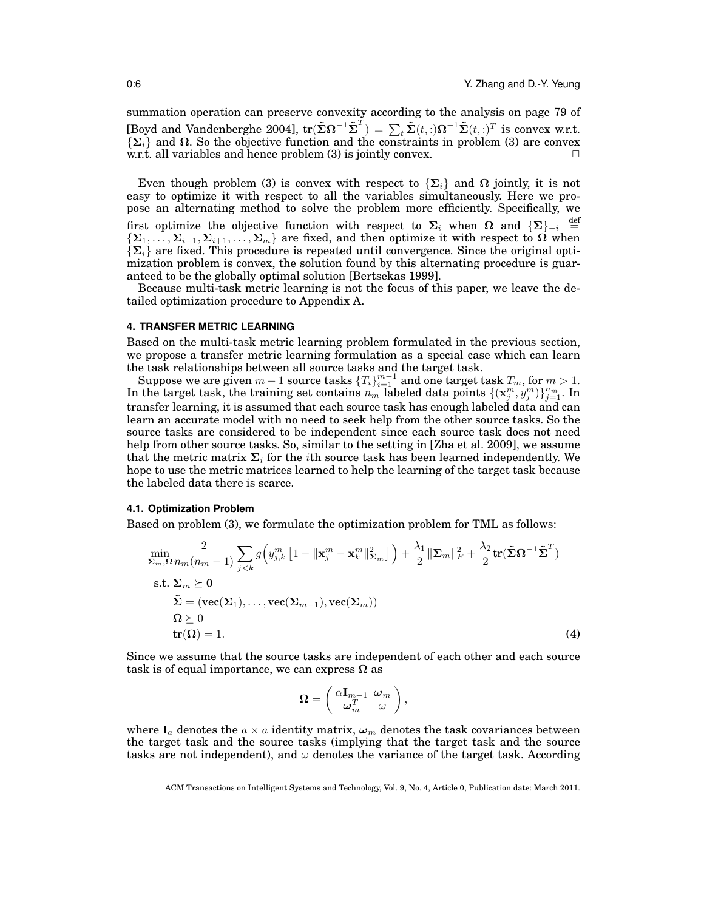summation operation can preserve convexity according to the analysis on page 79 of [Boyd and Vandenberghe 2004], $\mathrm{tr}(\tilde{\mathbf{\Sigma}}\mathbf{\Omega}^{-1}\tilde{\mathbf{\Sigma}}^T) = \sum_t \tilde{\mathbf{\Sigma}}(t,:)\mathbf{\Omega}^{-1}\tilde{\mathbf{\Sigma}}(t,:)^T$ is convex w.r.t. $\{\mathbf{\Sigma}_i\}$ and $\mathbf{\Omega}$. So the objective function and the constraints in problem (3) are convex w.r.t. all variables and hence problem (3) is jointly convex. □

Even though problem (3) is convex with respect to $\{\mathbf{\Sigma}_i\}$ and $\mathbf{\Omega}$ jointly, it is not easy to optimize it with respect to all the variables simultaneously. Here we propose an alternating method to solve the problem more efficiently. Specifically, we first optimize the objective function with respect to $\mathbf{\Sigma}_i$ when $\mathbf{\Omega}$ and $\{\mathbf{\Sigma}\}_{-i} \stackrel{\text{def}}{=} \{\mathbf{\Sigma}_1, \ldots, \mathbf{\Sigma}_{i-1}, \mathbf{\Sigma}_{i+1}, \ldots, \mathbf{\Sigma}_m\}$ are fixed, and then optimize it with respect to $\mathbf{\Omega}$ when $\{\mathbf{\Sigma}_i\}$ are fixed. This procedure is repeated until convergence. Since the original optimization problem is convex, the solution found by this alternating procedure is guaranteed to be the globally optimal solution [Bertsekas 1999].

Because multi-task metric learning is not the focus of this paper, we leave the detailed optimization procedure to Appendix A.

## 4. TRANSFER METRIC LEARNING

Based on the multi-task metric learning problem formulated in the previous section, we propose a transfer metric learning formulation as a special case which can learn the task relationships between all source tasks and the target task.

Suppose we are given $m-1$ source tasks $\{T_i\}_{i=1}^{m-1}$ and one target task $T_m$, for $m > 1$. In the target task, the training set contains $n_m$ labeled data points $\{(\mathbf{x}_j^m, y_j^m)\}_{j=1}^{n_m}$. In transfer learning, it is assumed that each source task has enough labeled data and can learn an accurate model with no need to seek help from the other source tasks. So the source tasks are considered to be independent since each source task does not need help from other source tasks. So, similar to the setting in [Zha et al. 2009], we assume that the metric matrix $\mathbf{\Sigma}_i$ for the $i$th source task has been learned independently. We hope to use the metric matrices learned to help the learning of the target task because the labeled data there is scarce.

### 4.1. Optimization Problem

Based on problem (3), we formulate the optimization problem for TML as follows:

$$
\begin{aligned}
\min_{\mathbf{\Sigma}_m, \mathbf{\Omega}} \ & \frac{2}{n_m(n_m-1)} \sum_{j<k} g\Big(y_{j,k}^m \left[1 - \|\mathbf{x}_j^m - \mathbf{x}_k^m\|_{\mathbf{\Sigma}_m}^2\right]\Big) + \frac{\lambda_1}{2}\|\mathbf{\Sigma}_m\|_F^2 + \frac{\lambda_2}{2}\mathrm{tr}(\tilde{\mathbf{\Sigma}}\mathbf{\Omega}^{-1}\tilde{\mathbf{\Sigma}}^T) \\
\text{s.t. } & \mathbf{\Sigma}_m \succeq \mathbf{0} \\
& \tilde{\mathbf{\Sigma}} = (\mathrm{vec}(\mathbf{\Sigma}_1), \ldots, \mathrm{vec}(\mathbf{\Sigma}_{m-1}), \mathrm{vec}(\mathbf{\Sigma}_m)) \\
& \mathbf{\Omega} \succeq 0 \\
& \mathrm{tr}(\mathbf{\Omega}) = 1.
\end{aligned} \qquad (4)
$$

Since we assume that the source tasks are independent of each other and each source task is of equal importance, we can express $\mathbf{\Omega}$ as

$$
\mathbf{\Omega} = \begin{pmatrix} \alpha \mathbf{I}_{m-1} & \boldsymbol{\omega}_m \\ \boldsymbol{\omega}_m^T & \omega \end{pmatrix},
$$

where $\mathbf{I}_a$ denotes the $a \times a$ identity matrix, $\boldsymbol{\omega}_m$ denotes the task covariances between the target task and the source tasks (implying that the target task and the source tasks are not independent), and $\omega$ denotes the variance of the target task. According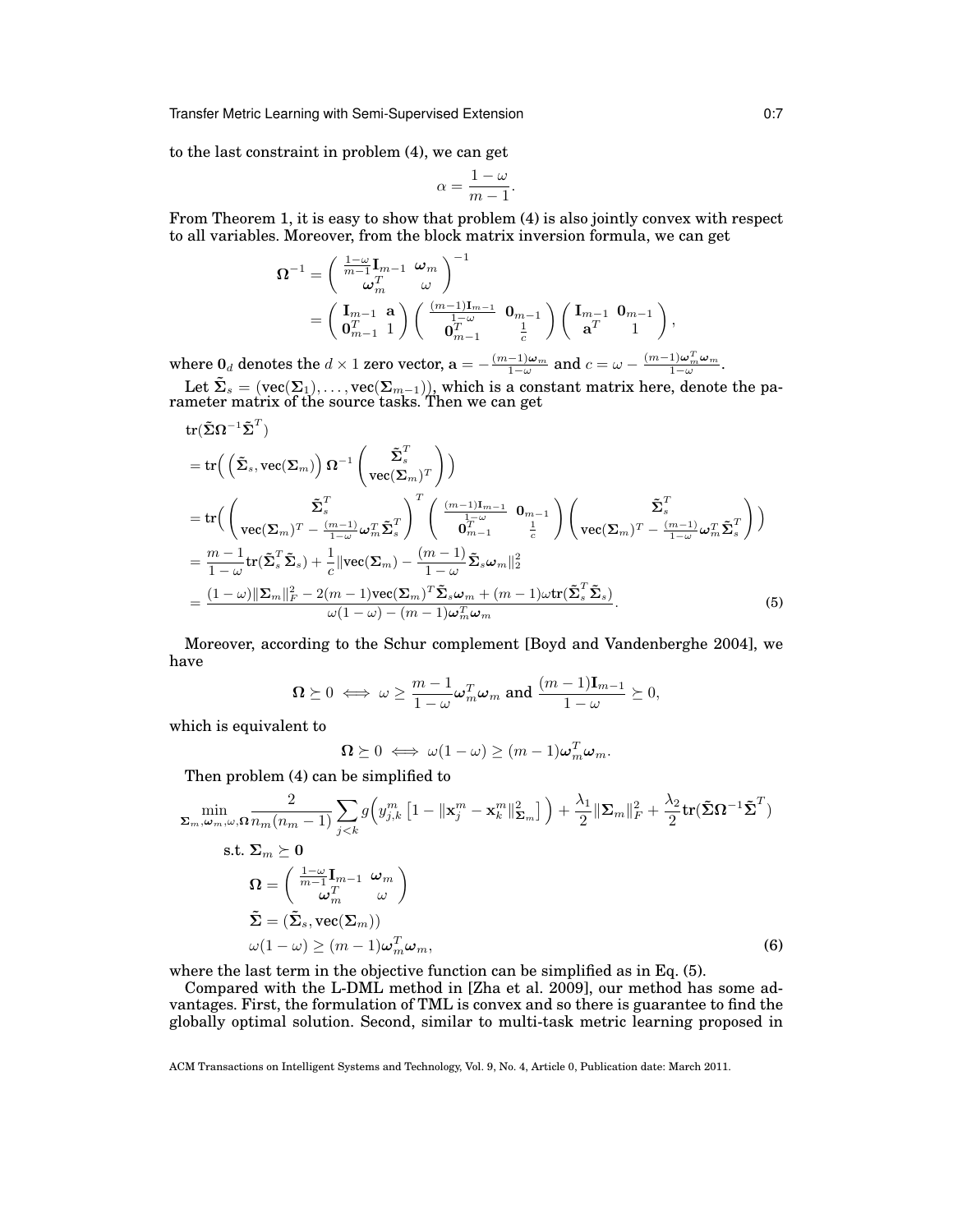to the last constraint in problem (4), we can get

$$\alpha = \frac{1-\omega}{m-1}.$$

From Theorem 1, it is easy to show that problem (4) is also jointly convex with respect to all variables. Moreover, from the block matrix inversion formula, we can get

$$\begin{aligned}
\mathbf{\Omega}^{-1} &= \begin{pmatrix} \frac{1-\omega}{m-1}\mathbf{I}_{m-1} & \boldsymbol{\omega}_m \\ \boldsymbol{\omega}_m^T & \omega \end{pmatrix}^{-1} \\
&= \begin{pmatrix} \mathbf{I}_{m-1} & \mathbf{a} \\ \mathbf{0}_{m-1}^T & 1 \end{pmatrix} \begin{pmatrix} \frac{(m-1)\mathbf{I}_{m-1}}{1-\omega} & \mathbf{0}_{m-1} \\ \mathbf{0}_{m-1}^T & \frac{1}{c} \end{pmatrix} \begin{pmatrix} \mathbf{I}_{m-1} & \mathbf{0}_{m-1} \\ \mathbf{a}^T & 1 \end{pmatrix},
\end{aligned}$$

where $\mathbf{0}_d$ denotes the $d \times 1$ zero vector, $\mathbf{a} = -\frac{(m-1)\boldsymbol{\omega}_m}{1-\omega}$ and $c = \omega - \frac{(m-1)\boldsymbol{\omega}_m^T\boldsymbol{\omega}_m}{1-\omega}$.

Let $\tilde{\mathbf{\Sigma}}_s = (\text{vec}(\mathbf{\Sigma}_1), \ldots, \text{vec}(\mathbf{\Sigma}_{m-1}))$, which is a constant matrix here, denote the parameter matrix of the source tasks. Then we can get

$$\begin{aligned}
&\text{tr}(\tilde{\mathbf{\Sigma}}\mathbf{\Omega}^{-1}\tilde{\mathbf{\Sigma}}^T) \\
&= \text{tr}\Big( \left(\tilde{\mathbf{\Sigma}}_s, \text{vec}(\mathbf{\Sigma}_m)\right) \mathbf{\Omega}^{-1} \begin{pmatrix} \tilde{\mathbf{\Sigma}}_s^T \\ \text{vec}(\mathbf{\Sigma}_m)^T \end{pmatrix} \Big) \\
&= \text{tr}\Big( \begin{pmatrix} \tilde{\mathbf{\Sigma}}_s^T \\ \text{vec}(\mathbf{\Sigma}_m)^T - \frac{(m-1)}{1-\omega}\boldsymbol{\omega}_m^T\tilde{\mathbf{\Sigma}}_s^T \end{pmatrix}^T \begin{pmatrix} \frac{(m-1)\mathbf{I}_{m-1}}{1-\omega} & \mathbf{0}_{m-1} \\ \mathbf{0}_{m-1}^T & \frac{1}{c} \end{pmatrix} \begin{pmatrix} \tilde{\mathbf{\Sigma}}_s^T \\ \text{vec}(\mathbf{\Sigma}_m)^T - \frac{(m-1)}{1-\omega}\boldsymbol{\omega}_m^T\tilde{\mathbf{\Sigma}}_s^T \end{pmatrix} \Big) \\
&= \frac{m-1}{1-\omega}\text{tr}(\tilde{\mathbf{\Sigma}}_s^T\tilde{\mathbf{\Sigma}}_s) + \frac{1}{c}\|\text{vec}(\mathbf{\Sigma}_m) - \frac{(m-1)}{1-\omega}\tilde{\mathbf{\Sigma}}_s\boldsymbol{\omega}_m\|_2^2 \\
&= \frac{(1-\omega)\|\mathbf{\Sigma}_m\|_F^2 - 2(m-1)\text{vec}(\mathbf{\Sigma}_m)^T\tilde{\mathbf{\Sigma}}_s\boldsymbol{\omega}_m + (m-1)\omega\text{tr}(\tilde{\mathbf{\Sigma}}_s^T\tilde{\mathbf{\Sigma}}_s)}{\omega(1-\omega) - (m-1)\boldsymbol{\omega}_m^T\boldsymbol{\omega}_m}. \qquad (5)
\end{aligned}$$

Moreover, according to the Schur complement [Boyd and Vandenberghe 2004], we have

$$\mathbf{\Omega} \succeq 0 \iff \omega \geq \frac{m-1}{1-\omega}\boldsymbol{\omega}_m^T\boldsymbol{\omega}_m \text{ and } \frac{(m-1)\mathbf{I}_{m-1}}{1-\omega} \succeq 0,$$

which is equivalent to

$$\mathbf{\Omega} \succeq 0 \iff \omega(1-\omega) \geq (m-1)\boldsymbol{\omega}_m^T\boldsymbol{\omega}_m.$$

Then problem (4) can be simplified to

$$\begin{aligned}
\min_{\mathbf{\Sigma}_m, \boldsymbol{\omega}_m, \omega, \mathbf{\Omega}} \; & \frac{2}{n_m(n_m-1)}\sum_{j<k} g\Big(y_{j,k}^m\left[1 - \|\mathbf{x}_j^m - \mathbf{x}_k^m\|_{\mathbf{\Sigma}_m}^2\right]\Big) + \frac{\lambda_1}{2}\|\mathbf{\Sigma}_m\|_F^2 + \frac{\lambda_2}{2}\text{tr}(\tilde{\mathbf{\Sigma}}\mathbf{\Omega}^{-1}\tilde{\mathbf{\Sigma}}^T) \\
\text{s.t. } & \mathbf{\Sigma}_m \succeq \mathbf{0} \\
& \mathbf{\Omega} = \begin{pmatrix} \frac{1-\omega}{m-1}\mathbf{I}_{m-1} & \boldsymbol{\omega}_m \\ \boldsymbol{\omega}_m^T & \omega \end{pmatrix} \\
& \tilde{\mathbf{\Sigma}} = (\tilde{\mathbf{\Sigma}}_s, \text{vec}(\mathbf{\Sigma}_m)) \\
& \omega(1-\omega) \geq (m-1)\boldsymbol{\omega}_m^T\boldsymbol{\omega}_m, \qquad (6)
\end{aligned}$$

where the last term in the objective function can be simplified as in Eq. (5).

Compared with the L-DML method in [Zha et al. 2009], our method has some advantages. First, the formulation of TML is convex and so there is guarantee to find the globally optimal solution. Second, similar to multi-task metric learning proposed in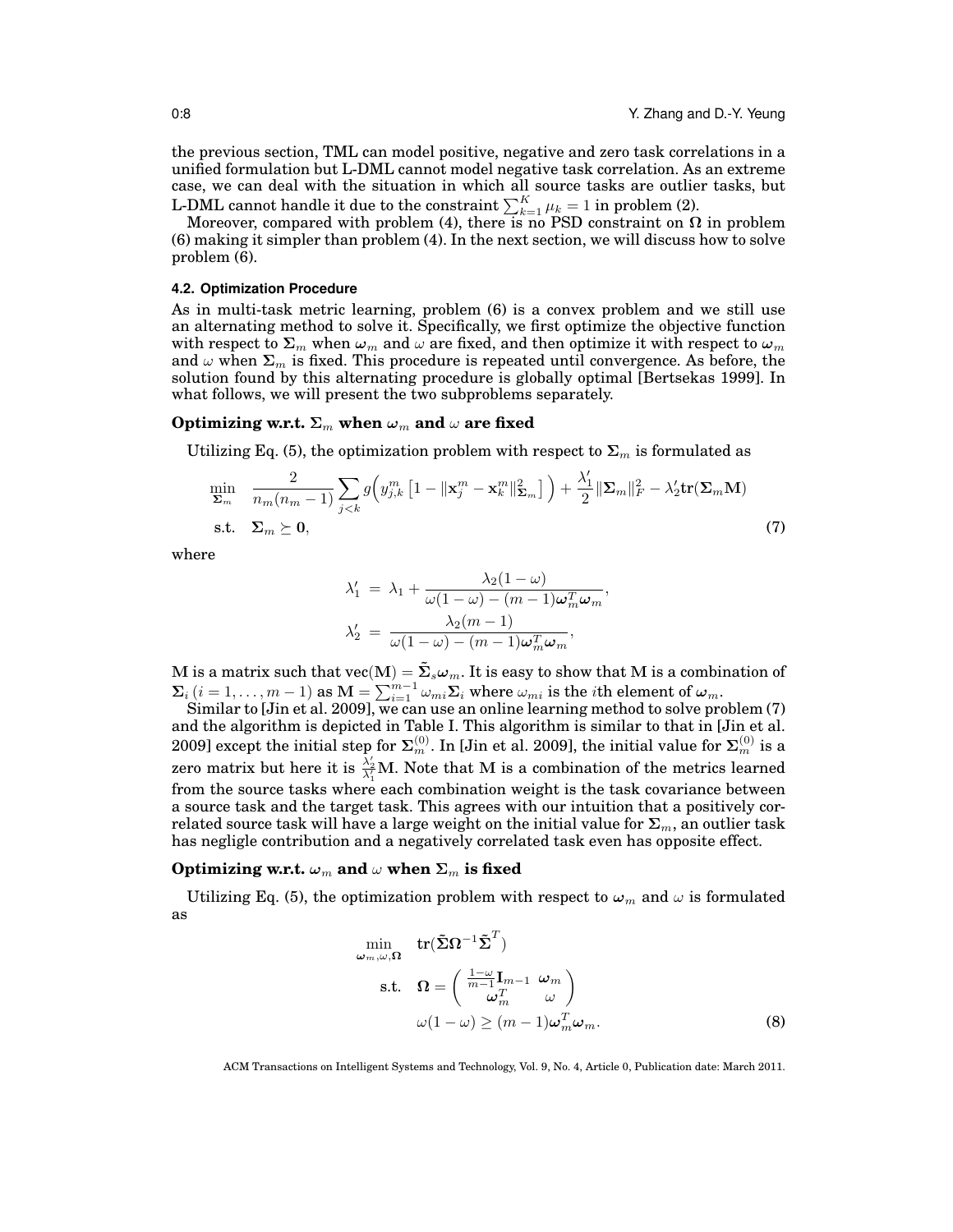the previous section, TML can model positive, negative and zero task correlations in a unified formulation but L-DML cannot model negative task correlation. As an extreme case, we can deal with the situation in which all source tasks are outlier tasks, but L-DML cannot handle it due to the constraint $\sum_{k=1}^{K} \mu_k = 1$ in problem (2).

Moreover, compared with problem (4), there is no PSD constraint on $\mathbf{\Omega}$ in problem (6) making it simpler than problem (4). In the next section, we will discuss how to solve problem (6).

### 4.2. Optimization Procedure

As in multi-task metric learning, problem (6) is a convex problem and we still use an alternating method to solve it. Specifically, we first optimize the objective function with respect to $\mathbf{\Sigma}_m$ when $\boldsymbol{\omega}_m$ and $\omega$ are fixed, and then optimize it with respect to $\boldsymbol{\omega}_m$ and $\omega$ when $\mathbf{\Sigma}_m$ is fixed. This procedure is repeated until convergence. As before, the solution found by this alternating procedure is globally optimal [Bertsekas 1999]. In what follows, we will present the two subproblems separately.

**Optimizing w.r.t. $\mathbf{\Sigma}_m$ when $\boldsymbol{\omega}_m$ and $\omega$ are fixed**

Utilizing Eq. (5), the optimization problem with respect to $\mathbf{\Sigma}_m$ is formulated as

$$
\begin{aligned}
\min_{\mathbf{\Sigma}_m} \quad & \frac{2}{n_m(n_m-1)} \sum_{j<k} g\Big( y_{j,k}^m \left[ 1 - \|\mathbf{x}_j^m - \mathbf{x}_k^m\|_{\mathbf{\Sigma}_m}^2 \right] \Big) + \frac{\lambda_1'}{2} \|\mathbf{\Sigma}_m\|_F^2 - \lambda_2' \mathbf{tr}(\mathbf{\Sigma}_m \mathbf{M}) \\
\text{s.t.} \quad & \mathbf{\Sigma}_m \succeq \mathbf{0},
\end{aligned} \tag{7}
$$

where

$$
\begin{aligned}
\lambda_1' &= \lambda_1 + \frac{\lambda_2(1-\omega)}{\omega(1-\omega) - (m-1)\boldsymbol{\omega}_m^T \boldsymbol{\omega}_m}, \\
\lambda_2' &= \frac{\lambda_2(m-1)}{\omega(1-\omega) - (m-1)\boldsymbol{\omega}_m^T \boldsymbol{\omega}_m},
\end{aligned}
$$

$\mathbf{M}$ is a matrix such that $\text{vec}(\mathbf{M}) = \tilde{\mathbf{\Sigma}}_s \boldsymbol{\omega}_m$. It is easy to show that $\mathbf{M}$ is a combination of $\mathbf{\Sigma}_i \, (i = 1, \ldots, m-1)$ as $\mathbf{M} = \sum_{i=1}^{m-1} \omega_{mi} \mathbf{\Sigma}_i$ where $\omega_{mi}$ is the $i$th element of $\boldsymbol{\omega}_m$.

Similar to [Jin et al. 2009], we can use an online learning method to solve problem (7) and the algorithm is depicted in Table I. This algorithm is similar to that in [Jin et al. 2009] except the initial step for $\mathbf{\Sigma}_m^{(0)}$. In [Jin et al. 2009], the initial value for $\mathbf{\Sigma}_m^{(0)}$ is a zero matrix but here it is $\frac{\lambda_2'}{\lambda_1'}\mathbf{M}$. Note that $\mathbf{M}$ is a combination of the metrics learned from the source tasks where each combination weight is the task covariance between a source task and the target task. This agrees with our intuition that a positively correlated source task will have a large weight on the initial value for $\mathbf{\Sigma}_m$, an outlier task has negligle contribution and a negatively correlated task even has opposite effect.

**Optimizing w.r.t. $\boldsymbol{\omega}_m$ and $\omega$ when $\mathbf{\Sigma}_m$ is fixed**

Utilizing Eq. (5), the optimization problem with respect to $\boldsymbol{\omega}_m$ and $\omega$ is formulated as

$$
\begin{aligned}
\min_{\boldsymbol{\omega}_m, \omega, \mathbf{\Omega}} \quad & \mathbf{tr}(\tilde{\mathbf{\Sigma}} \mathbf{\Omega}^{-1} \tilde{\mathbf{\Sigma}}^T) \\
\text{s.t.} \quad & \mathbf{\Omega} = \begin{pmatrix} \frac{1-\omega}{m-1} \mathbf{I}_{m-1} & \boldsymbol{\omega}_m \\ \boldsymbol{\omega}_m^T & \omega \end{pmatrix} \\
& \omega(1-\omega) \geq (m-1)\boldsymbol{\omega}_m^T \boldsymbol{\omega}_m.
\end{aligned} \tag{8}
$$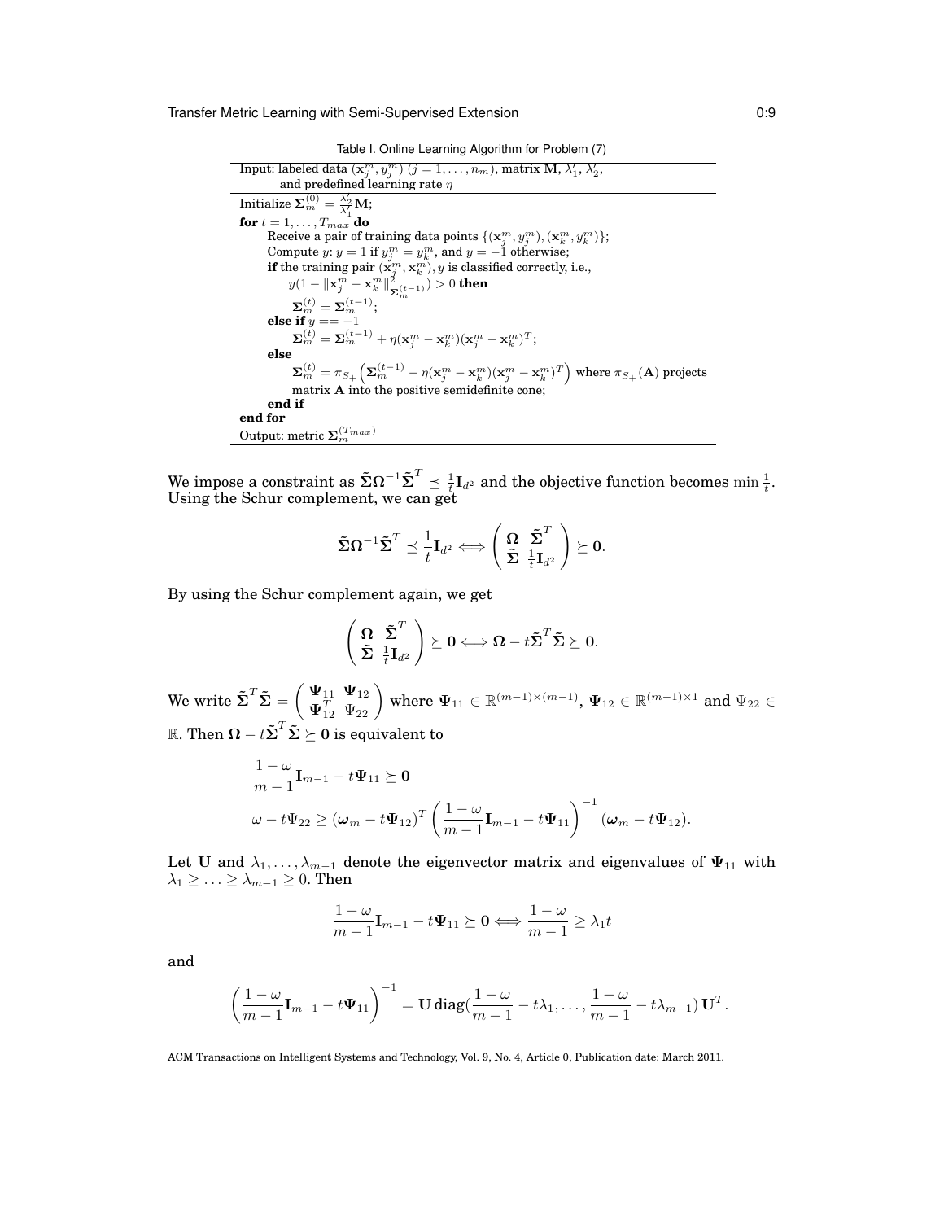Table I. Online Learning Algorithm for Problem (7)

```
Input: labeled data (x_j^m, y_j^m) (j = 1, ..., n_m), matrix M, λ'_1, λ'_2,
       and predefined learning rate η
Initialize Σ_m^(0) = (λ'_2/λ'_1) M;
for t = 1, ..., T_max do
    Receive a pair of training data points {(x_j^m, y_j^m), (x_k^m, y_k^m)};
    Compute y: y = 1 if y_j^m = y_k^m, and y = −1 otherwise;
    if the training pair (x_j^m, x_k^m), y is classified correctly, i.e.,
        y(1 − ||x_j^m − x_k^m||^2_{Σ_m^(t−1)}) > 0 then
        Σ_m^(t) = Σ_m^(t−1);
    else if y == −1
        Σ_m^(t) = Σ_m^(t−1) + η(x_j^m − x_k^m)(x_j^m − x_k^m)^T;
    else
        Σ_m^(t) = π_{S+}(Σ_m^(t−1) − η(x_j^m − x_k^m)(x_j^m − x_k^m)^T) where π_{S+}(A) projects
        matrix A into the positive semidefinite cone;
    end if
end for
Output: metric Σ_m^(T_max)
```

We impose a constraint as $\tilde{\mathbf{\Sigma}}\mathbf{\Omega}^{-1}\tilde{\mathbf{\Sigma}}^T \preceq \frac{1}{t}\mathbf{I}_{d^2}$ and the objective function becomes $\min \frac{1}{t}$. Using the Schur complement, we can get

$$\tilde{\mathbf{\Sigma}}\mathbf{\Omega}^{-1}\tilde{\mathbf{\Sigma}}^T \preceq \frac{1}{t}\mathbf{I}_{d^2} \Longleftrightarrow \begin{pmatrix} \mathbf{\Omega} & \tilde{\mathbf{\Sigma}}^T \\ \tilde{\mathbf{\Sigma}} & \frac{1}{t}\mathbf{I}_{d^2} \end{pmatrix} \succeq \mathbf{0}.$$

By using the Schur complement again, we get

$$\begin{pmatrix} \mathbf{\Omega} & \tilde{\mathbf{\Sigma}}^T \\ \tilde{\mathbf{\Sigma}} & \frac{1}{t}\mathbf{I}_{d^2} \end{pmatrix} \succeq \mathbf{0} \Longleftrightarrow \mathbf{\Omega} - t\tilde{\mathbf{\Sigma}}^T\tilde{\mathbf{\Sigma}} \succeq \mathbf{0}.$$

We write $\tilde{\mathbf{\Sigma}}^T\tilde{\mathbf{\Sigma}} = \begin{pmatrix} \mathbf{\Psi}_{11} & \mathbf{\Psi}_{12} \\ \mathbf{\Psi}_{12}^T & \Psi_{22} \end{pmatrix}$ where $\mathbf{\Psi}_{11} \in \mathbb{R}^{(m-1)\times(m-1)}$, $\mathbf{\Psi}_{12} \in \mathbb{R}^{(m-1)\times 1}$ and $\Psi_{22} \in \mathbb{R}$. Then $\mathbf{\Omega} - t\tilde{\mathbf{\Sigma}}^T\tilde{\mathbf{\Sigma}} \succeq \mathbf{0}$ is equivalent to

$$\frac{1-\omega}{m-1}\mathbf{I}_{m-1} - t\mathbf{\Psi}_{11} \succeq \mathbf{0}$$

$$\omega - t\Psi_{22} \geq (\boldsymbol{\omega}_m - t\mathbf{\Psi}_{12})^T \left(\frac{1-\omega}{m-1}\mathbf{I}_{m-1} - t\mathbf{\Psi}_{11}\right)^{-1} (\boldsymbol{\omega}_m - t\mathbf{\Psi}_{12}).$$

Let $\mathbf{U}$ and $\lambda_1, \ldots, \lambda_{m-1}$ denote the eigenvector matrix and eigenvalues of $\mathbf{\Psi}_{11}$ with $\lambda_1 \geq \ldots \geq \lambda_{m-1} \geq 0$. Then

$$\frac{1-\omega}{m-1}\mathbf{I}_{m-1} - t\mathbf{\Psi}_{11} \succeq \mathbf{0} \Longleftrightarrow \frac{1-\omega}{m-1} \geq \lambda_1 t$$

and

$$\left(\frac{1-\omega}{m-1}\mathbf{I}_{m-1} - t\mathbf{\Psi}_{11}\right)^{-1} = \mathbf{U}\,\mathrm{diag}\!\left(\frac{1-\omega}{m-1} - t\lambda_1, \ldots, \frac{1-\omega}{m-1} - t\lambda_{m-1}\right)\mathbf{U}^T.$$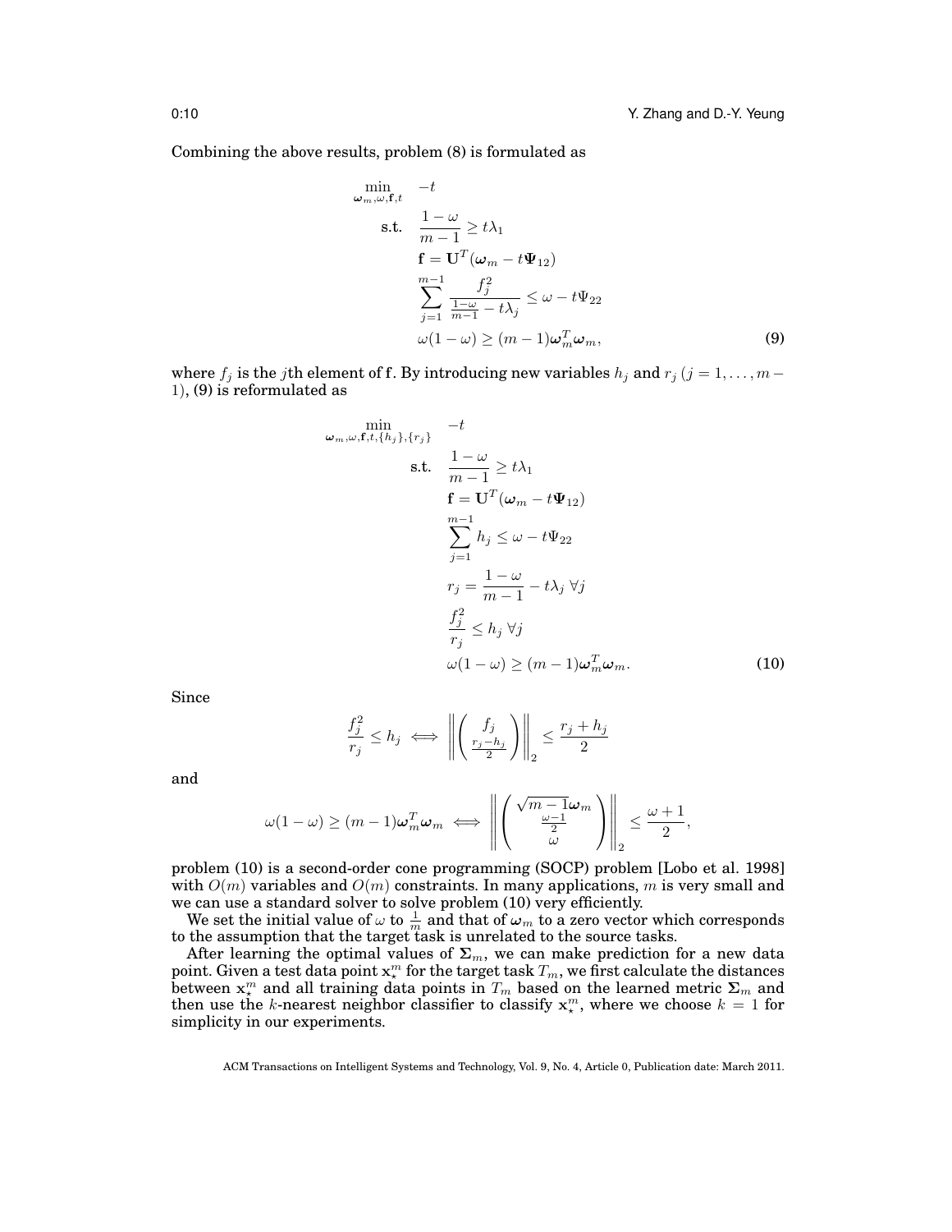Combining the above results, problem (8) is formulated as

$$
\begin{aligned}
\min_{\boldsymbol{\omega}_m, \omega, \mathbf{f}, t} \quad & -t \\
\text{s.t.} \quad & \frac{1-\omega}{m-1} \geq t\lambda_1 \\
& \mathbf{f} = \mathbf{U}^T(\boldsymbol{\omega}_m - t\boldsymbol{\Psi}_{12}) \\
& \sum_{j=1}^{m-1} \frac{f_j^2}{\frac{1-\omega}{m-1} - t\lambda_j} \leq \omega - t\Psi_{22} \\
& \omega(1-\omega) \geq (m-1)\boldsymbol{\omega}_m^T\boldsymbol{\omega}_m,
\end{aligned} \tag{9}
$$

where $f_j$ is the $j$th element of $\mathbf{f}$. By introducing new variables $h_j$ and $r_j$ ($j = 1, \ldots, m-1$), (9) is reformulated as

$$
\begin{aligned}
\min_{\boldsymbol{\omega}_m, \omega, \mathbf{f}, t, \{h_j\}, \{r_j\}} \quad & -t \\
\text{s.t.} \quad & \frac{1-\omega}{m-1} \geq t\lambda_1 \\
& \mathbf{f} = \mathbf{U}^T(\boldsymbol{\omega}_m - t\boldsymbol{\Psi}_{12}) \\
& \sum_{j=1}^{m-1} h_j \leq \omega - t\Psi_{22} \\
& r_j = \frac{1-\omega}{m-1} - t\lambda_j \ \forall j \\
& \frac{f_j^2}{r_j} \leq h_j \ \forall j \\
& \omega(1-\omega) \geq (m-1)\boldsymbol{\omega}_m^T\boldsymbol{\omega}_m.
\end{aligned} \tag{10}
$$

Since

$$
\frac{f_j^2}{r_j} \leq h_j \iff \left\| \begin{pmatrix} f_j \\ \frac{r_j - h_j}{2} \end{pmatrix} \right\|_2 \leq \frac{r_j + h_j}{2}
$$

and

$$
\omega(1-\omega) \geq (m-1)\boldsymbol{\omega}_m^T\boldsymbol{\omega}_m \iff \left\| \begin{pmatrix} \sqrt{m-1}\boldsymbol{\omega}_m \\ \frac{\omega-1}{2} \\ \omega \end{pmatrix} \right\|_2 \leq \frac{\omega+1}{2},
$$

problem (10) is a second-order cone programming (SOCP) problem [Lobo et al. 1998] with $O(m)$ variables and $O(m)$ constraints. In many applications, $m$ is very small and we can use a standard solver to solve problem (10) very efficiently.

We set the initial value of $\omega$ to $\frac{1}{m}$ and that of $\boldsymbol{\omega}_m$ to a zero vector which corresponds to the assumption that the target task is unrelated to the source tasks.

After learning the optimal values of $\boldsymbol{\Sigma}_m$, we can make prediction for a new data point. Given a test data point $\mathbf{x}_\star^m$ for the target task $T_m$, we first calculate the distances between $\mathbf{x}_\star^m$ and all training data points in $T_m$ based on the learned metric $\boldsymbol{\Sigma}_m$ and then use the $k$-nearest neighbor classifier to classify $\mathbf{x}_\star^m$, where we choose $k = 1$ for simplicity in our experiments.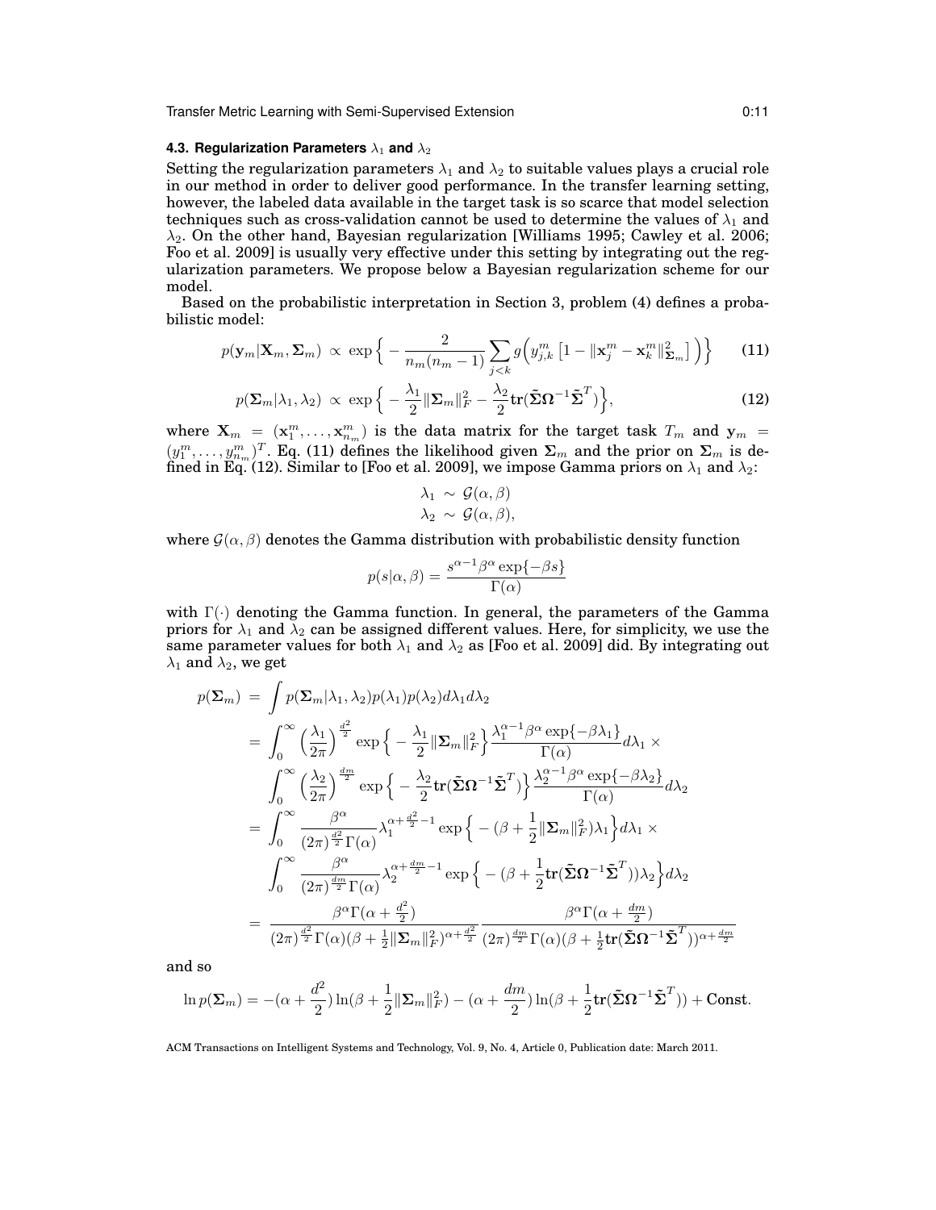### 4.3. Regularization Parameters $\lambda_1$ and $\lambda_2$

Setting the regularization parameters $\lambda_1$ and $\lambda_2$ to suitable values plays a crucial role in our method in order to deliver good performance. In the transfer learning setting, however, the labeled data available in the target task is so scarce that model selection techniques such as cross-validation cannot be used to determine the values of $\lambda_1$ and $\lambda_2$. On the other hand, Bayesian regularization [Williams 1995; Cawley et al. 2006; Foo et al. 2009] is usually very effective under this setting by integrating out the regularization parameters. We propose below a Bayesian regularization scheme for our model.

Based on the probabilistic interpretation in Section 3, problem (4) defines a probabilistic model:

$$p(\mathbf{y}_m|\mathbf{X}_m, \mathbf{\Sigma}_m) \propto \exp\Big\{ -\frac{2}{n_m(n_m-1)} \sum_{j<k} g\Big(y_{j,k}^m \left[1 - \|\mathbf{x}_j^m - \mathbf{x}_k^m\|_{\mathbf{\Sigma}_m}^2\right]\Big)\Big\} \tag{11}$$

$$p(\mathbf{\Sigma}_m|\lambda_1, \lambda_2) \propto \exp\Big\{ -\frac{\lambda_1}{2}\|\mathbf{\Sigma}_m\|_F^2 - \frac{\lambda_2}{2}\mathrm{tr}(\tilde{\mathbf{\Sigma}}\mathbf{\Omega}^{-1}\tilde{\mathbf{\Sigma}}^T)\Big\}, \tag{12}$$

where $\mathbf{X}_m = (\mathbf{x}_1^m, \ldots, \mathbf{x}_{n_m}^m)$ is the data matrix for the target task $T_m$ and $\mathbf{y}_m = (y_1^m, \ldots, y_{n_m}^m)^T$. Eq. (11) defines the likelihood given $\mathbf{\Sigma}_m$ and the prior on $\mathbf{\Sigma}_m$ is defined in Eq. (12). Similar to [Foo et al. 2009], we impose Gamma priors on $\lambda_1$ and $\lambda_2$:

$$\lambda_1 \sim \mathcal{G}(\alpha, \beta)$$
$$\lambda_2 \sim \mathcal{G}(\alpha, \beta),$$

where $\mathcal{G}(\alpha, \beta)$ denotes the Gamma distribution with probabilistic density function

$$p(s|\alpha, \beta) = \frac{s^{\alpha-1}\beta^{\alpha}\exp\{-\beta s\}}{\Gamma(\alpha)}$$

with $\Gamma(\cdot)$ denoting the Gamma function. In general, the parameters of the Gamma priors for $\lambda_1$ and $\lambda_2$ can be assigned different values. Here, for simplicity, we use the same parameter values for both $\lambda_1$ and $\lambda_2$ as [Foo et al. 2009] did. By integrating out $\lambda_1$ and $\lambda_2$, we get

$$\begin{aligned}
p(\mathbf{\Sigma}_m) &= \int p(\mathbf{\Sigma}_m|\lambda_1, \lambda_2)p(\lambda_1)p(\lambda_2)d\lambda_1 d\lambda_2 \\
&= \int_0^{\infty} \Big(\frac{\lambda_1}{2\pi}\Big)^{\frac{d^2}{2}} \exp\Big\{-\frac{\lambda_1}{2}\|\mathbf{\Sigma}_m\|_F^2\Big\}\frac{\lambda_1^{\alpha-1}\beta^{\alpha}\exp\{-\beta\lambda_1\}}{\Gamma(\alpha)}d\lambda_1 \times \\
&\quad \int_0^{\infty} \Big(\frac{\lambda_2}{2\pi}\Big)^{\frac{dm}{2}} \exp\Big\{-\frac{\lambda_2}{2}\mathrm{tr}(\tilde{\mathbf{\Sigma}}\mathbf{\Omega}^{-1}\tilde{\mathbf{\Sigma}}^T)\Big\}\frac{\lambda_2^{\alpha-1}\beta^{\alpha}\exp\{-\beta\lambda_2\}}{\Gamma(\alpha)}d\lambda_2 \\
&= \int_0^{\infty} \frac{\beta^{\alpha}}{(2\pi)^{\frac{d^2}{2}}\Gamma(\alpha)}\lambda_1^{\alpha+\frac{d^2}{2}-1}\exp\Big\{-(\beta + \frac{1}{2}\|\mathbf{\Sigma}_m\|_F^2)\lambda_1\Big\}d\lambda_1 \times \\
&\quad \int_0^{\infty} \frac{\beta^{\alpha}}{(2\pi)^{\frac{dm}{2}}\Gamma(\alpha)}\lambda_2^{\alpha+\frac{dm}{2}-1}\exp\Big\{-(\beta + \frac{1}{2}\mathrm{tr}(\tilde{\mathbf{\Sigma}}\mathbf{\Omega}^{-1}\tilde{\mathbf{\Sigma}}^T))\lambda_2\Big\}d\lambda_2 \\
&= \frac{\beta^{\alpha}\Gamma(\alpha + \frac{d^2}{2})}{(2\pi)^{\frac{d^2}{2}}\Gamma(\alpha)(\beta + \frac{1}{2}\|\mathbf{\Sigma}_m\|_F^2)^{\alpha+\frac{d^2}{2}}} \frac{\beta^{\alpha}\Gamma(\alpha + \frac{dm}{2})}{(2\pi)^{\frac{dm}{2}}\Gamma(\alpha)(\beta + \frac{1}{2}\mathrm{tr}(\tilde{\mathbf{\Sigma}}\mathbf{\Omega}^{-1}\tilde{\mathbf{\Sigma}}^T))^{\alpha+\frac{dm}{2}}}
\end{aligned}$$

and so

$$\ln p(\mathbf{\Sigma}_m) = -(\alpha + \frac{d^2}{2})\ln(\beta + \frac{1}{2}\|\mathbf{\Sigma}_m\|_F^2) - (\alpha + \frac{dm}{2})\ln(\beta + \frac{1}{2}\mathrm{tr}(\tilde{\mathbf{\Sigma}}\mathbf{\Omega}^{-1}\tilde{\mathbf{\Sigma}}^T)) + \text{Const.}$$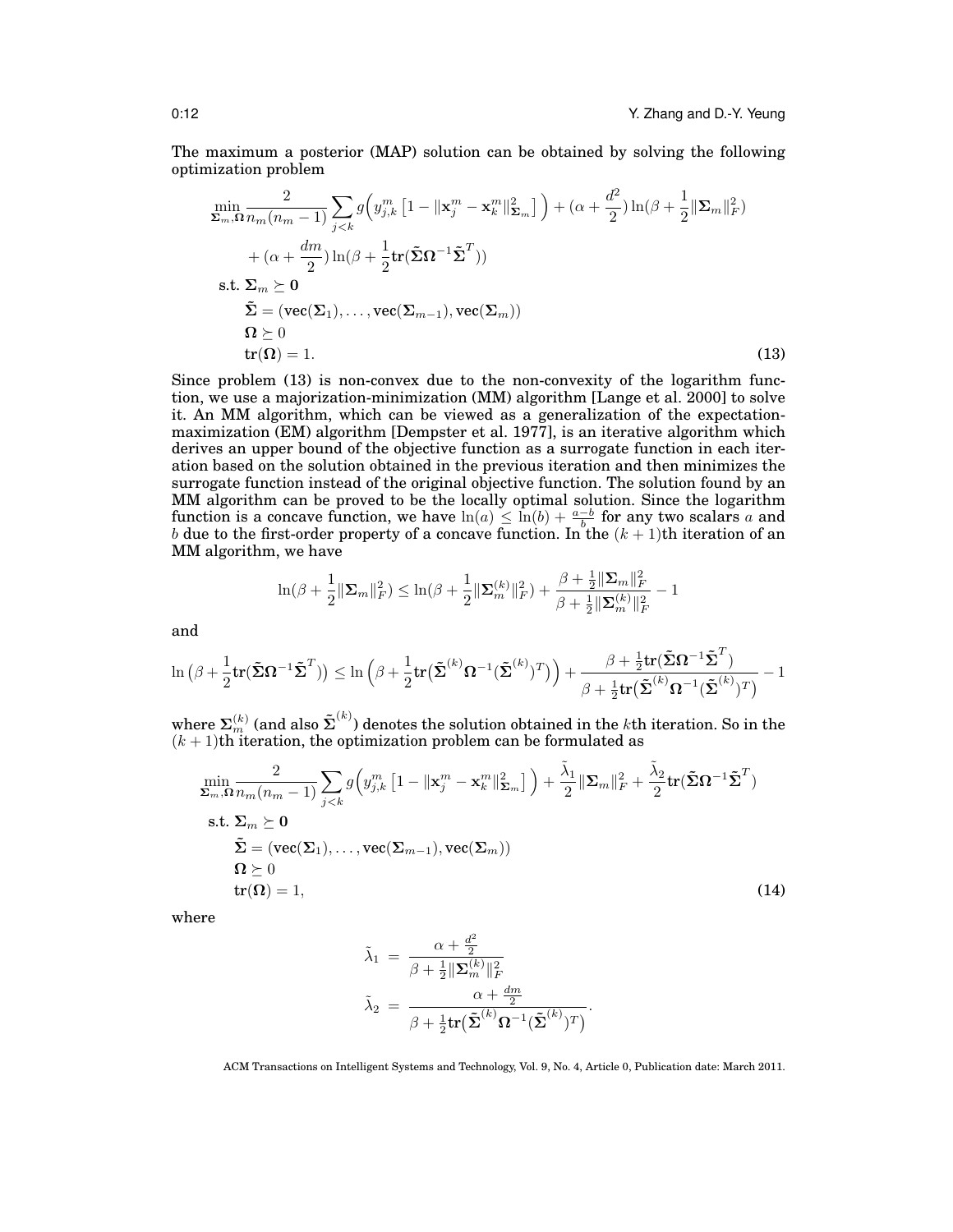The maximum a posterior (MAP) solution can be obtained by solving the following optimization problem

$$
\begin{aligned}
\min_{\mathbf{\Sigma}_m,\mathbf{\Omega}} & \frac{2}{n_m(n_m-1)} \sum_{j<k} g\Big( y_{j,k}^m \left[ 1 - \|\mathbf{x}_j^m - \mathbf{x}_k^m\|^2_{\mathbf{\Sigma}_m} \right] \Big) + (\alpha + \frac{d^2}{2}) \ln(\beta + \frac{1}{2}\|\mathbf{\Sigma}_m\|_F^2) \\
& + (\alpha + \frac{dm}{2}) \ln(\beta + \frac{1}{2}\mathbf{tr}(\tilde{\mathbf{\Sigma}}\mathbf{\Omega}^{-1}\tilde{\mathbf{\Sigma}}^T)) \\
\text{s.t. } & \mathbf{\Sigma}_m \succeq \mathbf{0} \\
& \tilde{\mathbf{\Sigma}} = (\mathbf{vec}(\mathbf{\Sigma}_1), \ldots, \mathbf{vec}(\mathbf{\Sigma}_{m-1}), \mathbf{vec}(\mathbf{\Sigma}_m)) \\
& \mathbf{\Omega} \succeq 0 \\
& \mathbf{tr}(\mathbf{\Omega}) = 1.
\end{aligned} \tag{13}
$$

Since problem (13) is non-convex due to the non-convexity of the logarithm function, we use a majorization-minimization (MM) algorithm [Lange et al. 2000] to solve it. An MM algorithm, which can be viewed as a generalization of the expectation-maximization (EM) algorithm [Dempster et al. 1977], is an iterative algorithm which derives an upper bound of the objective function as a surrogate function in each iteration based on the solution obtained in the previous iteration and then minimizes the surrogate function instead of the original objective function. The solution found by an MM algorithm can be proved to be the locally optimal solution. Since the logarithm function is a concave function, we have $\ln(a) \le \ln(b) + \frac{a-b}{b}$ for any two scalars $a$ and $b$ due to the first-order property of a concave function. In the $(k+1)$th iteration of an MM algorithm, we have

$$
\ln(\beta + \frac{1}{2}\|\mathbf{\Sigma}_m\|_F^2) \le \ln(\beta + \frac{1}{2}\|\mathbf{\Sigma}_m^{(k)}\|_F^2) + \frac{\beta + \frac{1}{2}\|\mathbf{\Sigma}_m\|_F^2}{\beta + \frac{1}{2}\|\mathbf{\Sigma}_m^{(k)}\|_F^2} - 1
$$

and

$$
\ln\big(\beta + \frac{1}{2}\mathbf{tr}(\tilde{\mathbf{\Sigma}}\mathbf{\Omega}^{-1}\tilde{\mathbf{\Sigma}}^T)\big) \le \ln\Big(\beta + \frac{1}{2}\mathbf{tr}\big(\tilde{\mathbf{\Sigma}}^{(k)}\mathbf{\Omega}^{-1}(\tilde{\mathbf{\Sigma}}^{(k)})^T\big)\Big) + \frac{\beta + \frac{1}{2}\mathbf{tr}(\tilde{\mathbf{\Sigma}}\mathbf{\Omega}^{-1}\tilde{\mathbf{\Sigma}}^T)}{\beta + \frac{1}{2}\mathbf{tr}\big(\tilde{\mathbf{\Sigma}}^{(k)}\mathbf{\Omega}^{-1}(\tilde{\mathbf{\Sigma}}^{(k)})^T\big)} - 1
$$

where $\mathbf{\Sigma}_m^{(k)}$ (and also $\tilde{\mathbf{\Sigma}}^{(k)}$) denotes the solution obtained in the $k$th iteration. So in the $(k+1)$th iteration, the optimization problem can be formulated as

$$
\begin{aligned}
\min_{\mathbf{\Sigma}_m,\mathbf{\Omega}} & \frac{2}{n_m(n_m-1)} \sum_{j<k} g\Big( y_{j,k}^m \left[ 1 - \|\mathbf{x}_j^m - \mathbf{x}_k^m\|^2_{\mathbf{\Sigma}_m} \right] \Big) + \frac{\tilde{\lambda}_1}{2}\|\mathbf{\Sigma}_m\|_F^2 + \frac{\tilde{\lambda}_2}{2}\mathbf{tr}(\tilde{\mathbf{\Sigma}}\mathbf{\Omega}^{-1}\tilde{\mathbf{\Sigma}}^T) \\
\text{s.t. } & \mathbf{\Sigma}_m \succeq \mathbf{0} \\
& \tilde{\mathbf{\Sigma}} = (\mathbf{vec}(\mathbf{\Sigma}_1), \ldots, \mathbf{vec}(\mathbf{\Sigma}_{m-1}), \mathbf{vec}(\mathbf{\Sigma}_m)) \\
& \mathbf{\Omega} \succeq 0 \\
& \mathbf{tr}(\mathbf{\Omega}) = 1,
\end{aligned} \tag{14}
$$

where

$$
\begin{aligned}
\tilde{\lambda}_1 &= \frac{\alpha + \frac{d^2}{2}}{\beta + \frac{1}{2}\|\mathbf{\Sigma}_m^{(k)}\|_F^2} \\
\tilde{\lambda}_2 &= \frac{\alpha + \frac{dm}{2}}{\beta + \frac{1}{2}\mathbf{tr}\big(\tilde{\mathbf{\Sigma}}^{(k)}\mathbf{\Omega}^{-1}(\tilde{\mathbf{\Sigma}}^{(k)})^T\big)}.
\end{aligned}
$$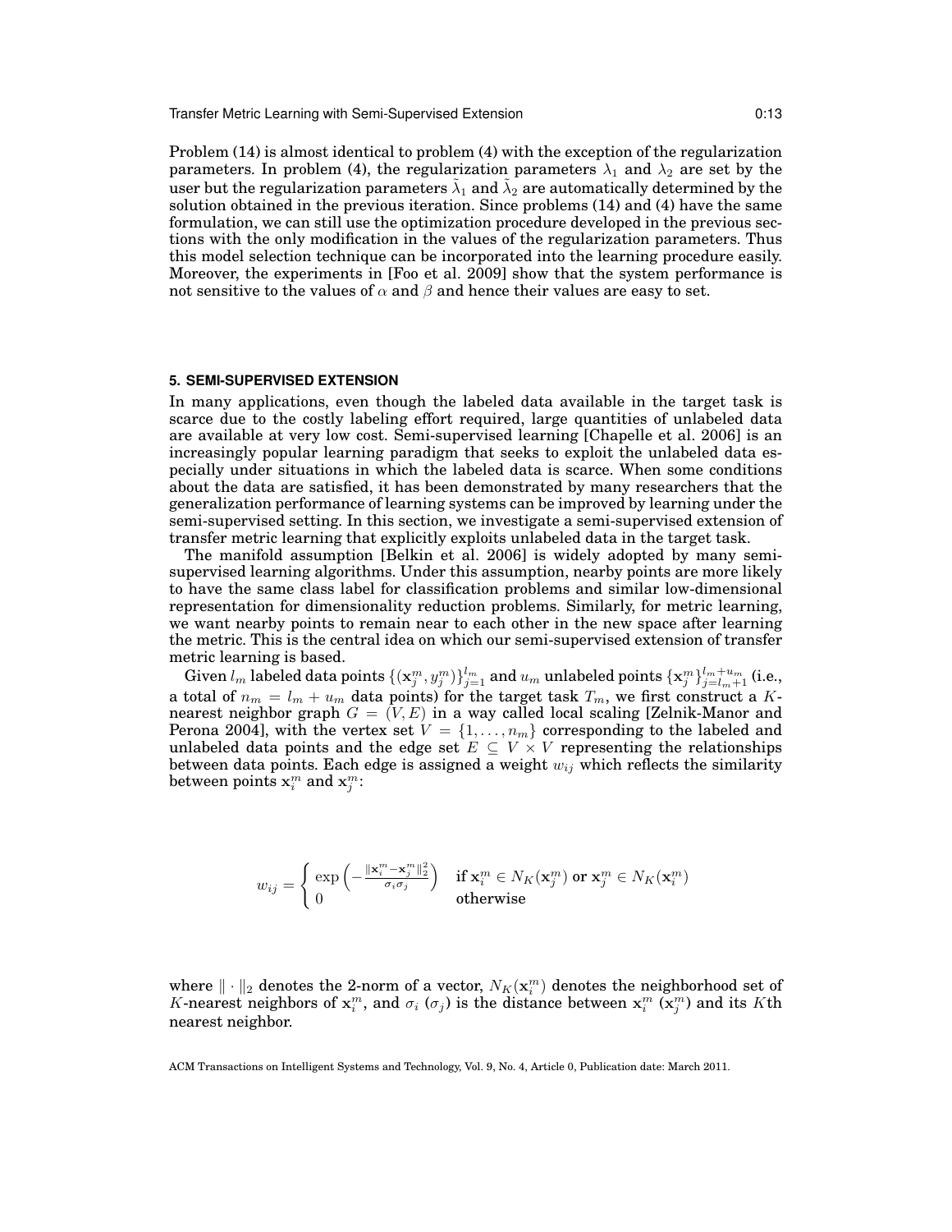Problem (14) is almost identical to problem (4) with the exception of the regularization parameters. In problem (4), the regularization parameters $\lambda_1$ and $\lambda_2$ are set by the user but the regularization parameters $\tilde{\lambda}_1$ and $\tilde{\lambda}_2$ are automatically determined by the solution obtained in the previous iteration. Since problems (14) and (4) have the same formulation, we can still use the optimization procedure developed in the previous sections with the only modification in the values of the regularization parameters. Thus this model selection technique can be incorporated into the learning procedure easily. Moreover, the experiments in [Foo et al. 2009] show that the system performance is not sensitive to the values of $\alpha$ and $\beta$ and hence their values are easy to set.

## 5. SEMI-SUPERVISED EXTENSION

In many applications, even though the labeled data available in the target task is scarce due to the costly labeling effort required, large quantities of unlabeled data are available at very low cost. Semi-supervised learning [Chapelle et al. 2006] is an increasingly popular learning paradigm that seeks to exploit the unlabeled data especially under situations in which the labeled data is scarce. When some conditions about the data are satisfied, it has been demonstrated by many researchers that the generalization performance of learning systems can be improved by learning under the semi-supervised setting. In this section, we investigate a semi-supervised extension of transfer metric learning that explicitly exploits unlabeled data in the target task.

The manifold assumption [Belkin et al. 2006] is widely adopted by many semi-supervised learning algorithms. Under this assumption, nearby points are more likely to have the same class label for classification problems and similar low-dimensional representation for dimensionality reduction problems. Similarly, for metric learning, we want nearby points to remain near to each other in the new space after learning the metric. This is the central idea on which our semi-supervised extension of transfer metric learning is based.

Given $l_m$ labeled data points $\{(\mathbf{x}_j^m, y_j^m)\}_{j=1}^{l_m}$ and $u_m$ unlabeled points $\{\mathbf{x}_j^m\}_{j=l_m+1}^{l_m+u_m}$ (i.e., a total of $n_m = l_m + u_m$ data points) for the target task $T_m$, we first construct a $K$-nearest neighbor graph $G = (V, E)$ in a way called local scaling [Zelnik-Manor and Perona 2004], with the vertex set $V = \{1, \ldots, n_m\}$ corresponding to the labeled and unlabeled data points and the edge set $E \subseteq V \times V$ representing the relationships between data points. Each edge is assigned a weight $w_{ij}$ which reflects the similarity between points $\mathbf{x}_i^m$ and $\mathbf{x}_j^m$:

$$
w_{ij} = \begin{cases} \exp\left(-\frac{\|\mathbf{x}_i^m - \mathbf{x}_j^m\|_2^2}{\sigma_i \sigma_j}\right) & \text{if } \mathbf{x}_i^m \in N_K(\mathbf{x}_j^m) \text{ or } \mathbf{x}_j^m \in N_K(\mathbf{x}_i^m) \\ 0 & \text{otherwise} \end{cases}
$$

where $\|\cdot\|_2$ denotes the 2-norm of a vector, $N_K(\mathbf{x}_i^m)$ denotes the neighborhood set of $K$-nearest neighbors of $\mathbf{x}_i^m$, and $\sigma_i$ ($\sigma_j$) is the distance between $\mathbf{x}_i^m$ ($\mathbf{x}_j^m$) and its $K$th nearest neighbor.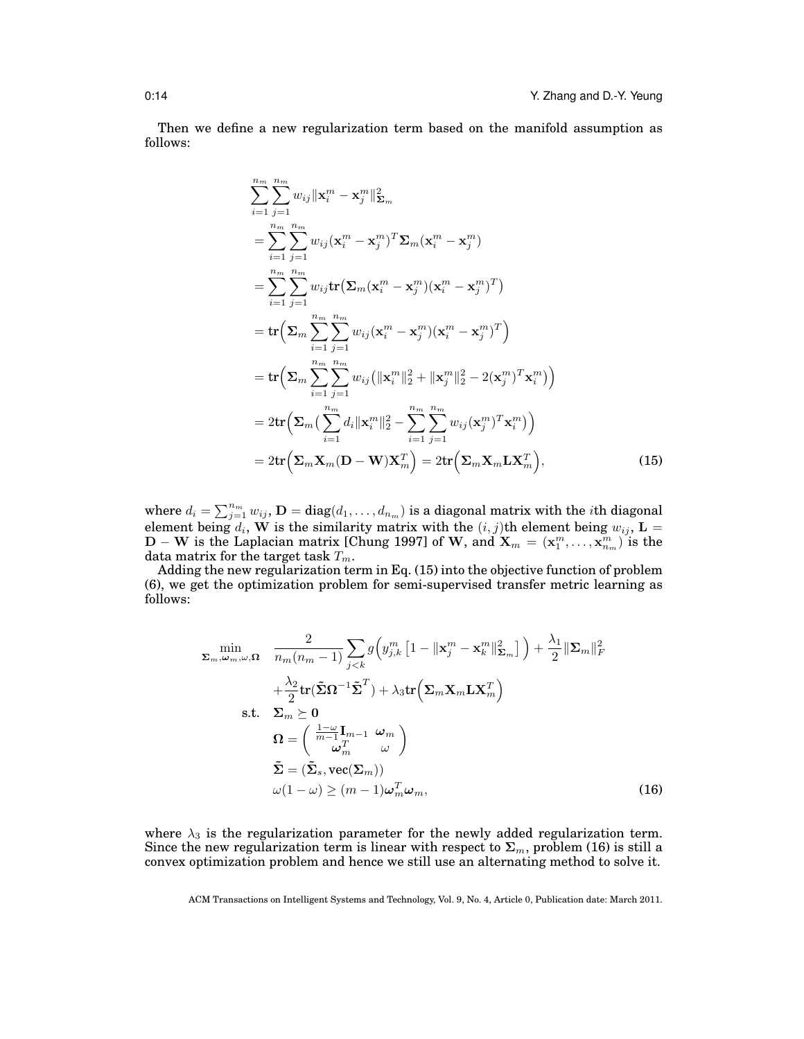Then we define a new regularization term based on the manifold assumption as follows:

$$
\begin{aligned}
&\sum_{i=1}^{n_m}\sum_{j=1}^{n_m} w_{ij}\|\mathbf{x}_i^m - \mathbf{x}_j^m\|_{\mathbf{\Sigma}_m}^2 \\
&= \sum_{i=1}^{n_m}\sum_{j=1}^{n_m} w_{ij}(\mathbf{x}_i^m - \mathbf{x}_j^m)^T\mathbf{\Sigma}_m(\mathbf{x}_i^m - \mathbf{x}_j^m) \\
&= \sum_{i=1}^{n_m}\sum_{j=1}^{n_m} w_{ij}\mathbf{tr}\big(\mathbf{\Sigma}_m(\mathbf{x}_i^m - \mathbf{x}_j^m)(\mathbf{x}_i^m - \mathbf{x}_j^m)^T\big) \\
&= \mathbf{tr}\Big(\mathbf{\Sigma}_m\sum_{i=1}^{n_m}\sum_{j=1}^{n_m} w_{ij}(\mathbf{x}_i^m - \mathbf{x}_j^m)(\mathbf{x}_i^m - \mathbf{x}_j^m)^T\Big) \\
&= \mathbf{tr}\Big(\mathbf{\Sigma}_m\sum_{i=1}^{n_m}\sum_{j=1}^{n_m} w_{ij}\big(\|\mathbf{x}_i^m\|_2^2 + \|\mathbf{x}_j^m\|_2^2 - 2(\mathbf{x}_j^m)^T\mathbf{x}_i^m\big)\Big) \\
&= 2\mathbf{tr}\Big(\mathbf{\Sigma}_m\big(\sum_{i=1}^{n_m} d_i\|\mathbf{x}_i^m\|_2^2 - \sum_{i=1}^{n_m}\sum_{j=1}^{n_m} w_{ij}(\mathbf{x}_j^m)^T\mathbf{x}_i^m\big)\Big) \\
&= 2\mathbf{tr}\Big(\mathbf{\Sigma}_m\mathbf{X}_m(\mathbf{D}-\mathbf{W})\mathbf{X}_m^T\Big) = 2\mathbf{tr}\Big(\mathbf{\Sigma}_m\mathbf{X}_m\mathbf{L}\mathbf{X}_m^T\Big),
\end{aligned}
\tag{15}
$$

where $d_i = \sum_{j=1}^{n_m} w_{ij}$, $\mathbf{D} = \mathrm{diag}(d_1, \ldots, d_{n_m})$ is a diagonal matrix with the $i$th diagonal element being $d_i$, $\mathbf{W}$ is the similarity matrix with the $(i,j)$th element being $w_{ij}$, $\mathbf{L} = \mathbf{D} - \mathbf{W}$ is the Laplacian matrix [Chung 1997] of $\mathbf{W}$, and $\mathbf{X}_m = (\mathbf{x}_1^m, \ldots, \mathbf{x}_{n_m}^m)$ is the data matrix for the target task $T_m$.

Adding the new regularization term in Eq. (15) into the objective function of problem (6), we get the optimization problem for semi-supervised transfer metric learning as follows:

$$
\begin{aligned}
\min_{\mathbf{\Sigma}_m,\boldsymbol{\omega}_m,\omega,\mathbf{\Omega}} \quad & \frac{2}{n_m(n_m-1)}\sum_{j<k} g\Big(y_{j,k}^m\big[1 - \|\mathbf{x}_j^m - \mathbf{x}_k^m\|_{\mathbf{\Sigma}_m}^2\big]\Big) + \frac{\lambda_1}{2}\|\mathbf{\Sigma}_m\|_F^2 \\
& + \frac{\lambda_2}{2}\mathbf{tr}(\tilde{\mathbf{\Sigma}}\mathbf{\Omega}^{-1}\tilde{\mathbf{\Sigma}}^T) + \lambda_3\mathbf{tr}\Big(\mathbf{\Sigma}_m\mathbf{X}_m\mathbf{L}\mathbf{X}_m^T\Big) \\
\text{s.t.} \quad & \mathbf{\Sigma}_m \succeq \mathbf{0} \\
& \mathbf{\Omega} = \begin{pmatrix} \frac{1-\omega}{m-1}\mathbf{I}_{m-1} & \boldsymbol{\omega}_m \\ \boldsymbol{\omega}_m^T & \omega \end{pmatrix} \\
& \tilde{\mathbf{\Sigma}} = (\tilde{\mathbf{\Sigma}}_s, \mathrm{vec}(\mathbf{\Sigma}_m)) \\
& \omega(1-\omega) \geq (m-1)\boldsymbol{\omega}_m^T\boldsymbol{\omega}_m,
\end{aligned}
\tag{16}
$$

where $\lambda_3$ is the regularization parameter for the newly added regularization term. Since the new regularization term is linear with respect to $\mathbf{\Sigma}_m$, problem (16) is still a convex optimization problem and hence we still use an alternating method to solve it.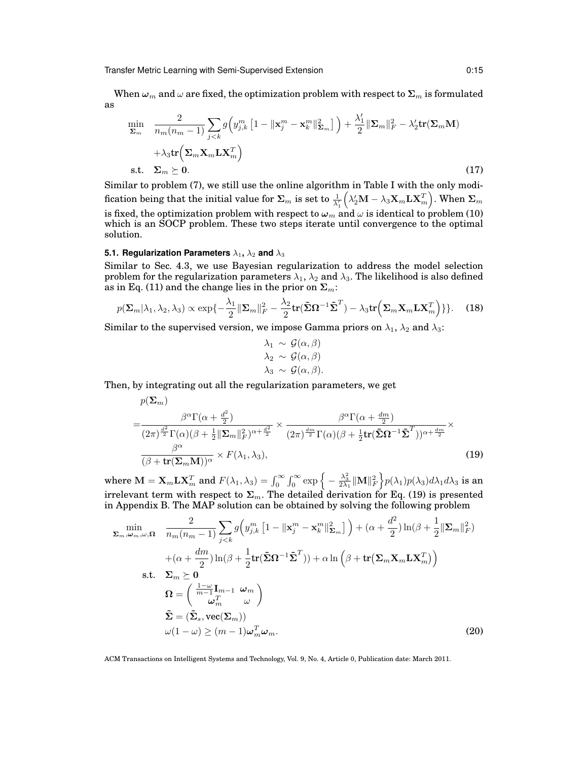When $\boldsymbol{\omega}_m$ and $\omega$ are fixed, the optimization problem with respect to $\boldsymbol{\Sigma}_m$ is formulated as

$$
\begin{aligned}
\min_{\boldsymbol{\Sigma}_m} \quad & \frac{2}{n_m(n_m-1)} \sum_{j<k} g\Big( y_{j,k}^m \left[ 1 - \|\mathbf{x}_j^m - \mathbf{x}_k^m\|_{\boldsymbol{\Sigma}_m}^2 \right] \Big) + \frac{\lambda_1'}{2} \|\boldsymbol{\Sigma}_m\|_F^2 - \lambda_2' \mathbf{tr}(\boldsymbol{\Sigma}_m \mathbf{M}) \\
& + \lambda_3 \mathbf{tr}\Big( \boldsymbol{\Sigma}_m \mathbf{X}_m \mathbf{L} \mathbf{X}_m^T \Big) \\
\text{s.t.} \quad & \boldsymbol{\Sigma}_m \succeq \mathbf{0}. 
\end{aligned} \tag{17}
$$

Similar to problem (7), we still use the online algorithm in Table I with the only modification being that the initial value for $\boldsymbol{\Sigma}_m$ is set to $\frac{1}{\lambda_1'}\Big(\lambda_2'\mathbf{M} - \lambda_3 \mathbf{X}_m \mathbf{L} \mathbf{X}_m^T\Big)$. When $\boldsymbol{\Sigma}_m$ is fixed, the optimization problem with respect to $\boldsymbol{\omega}_m$ and $\omega$ is identical to problem (10) which is an SOCP problem. These two steps iterate until convergence to the optimal solution.

### 5.1. Regularization Parameters $\lambda_1$, $\lambda_2$ and $\lambda_3$

Similar to Sec. 4.3, we use Bayesian regularization to address the model selection problem for the regularization parameters $\lambda_1$, $\lambda_2$ and $\lambda_3$. The likelihood is also defined as in Eq. (11) and the change lies in the prior on $\boldsymbol{\Sigma}_m$:

$$
p(\boldsymbol{\Sigma}_m | \lambda_1, \lambda_2, \lambda_3) \propto \exp\{ -\frac{\lambda_1}{2} \|\boldsymbol{\Sigma}_m\|_F^2 - \frac{\lambda_2}{2} \mathbf{tr}(\tilde{\boldsymbol{\Sigma}} \boldsymbol{\Omega}^{-1} \tilde{\boldsymbol{\Sigma}}^T) - \lambda_3 \mathbf{tr}\Big( \boldsymbol{\Sigma}_m \mathbf{X}_m \mathbf{L} \mathbf{X}_m^T \Big) \} \}. \tag{18}
$$

Similar to the supervised version, we impose Gamma priors on $\lambda_1$, $\lambda_2$ and $\lambda_3$:

$$
\begin{aligned}
\lambda_1 &\sim \mathcal{G}(\alpha, \beta) \\
\lambda_2 &\sim \mathcal{G}(\alpha, \beta) \\
\lambda_3 &\sim \mathcal{G}(\alpha, \beta).
\end{aligned}
$$

Then, by integrating out all the regularization parameters, we get

$$
\begin{aligned}
& p(\boldsymbol{\Sigma}_m) \\
= & \frac{\beta^\alpha \Gamma(\alpha + \frac{d^2}{2})}{(2\pi)^{\frac{d^2}{2}} \Gamma(\alpha) (\beta + \frac{1}{2}\|\boldsymbol{\Sigma}_m\|_F^2)^{\alpha + \frac{d^2}{2}}} \times \frac{\beta^\alpha \Gamma(\alpha + \frac{dm}{2})}{(2\pi)^{\frac{dm}{2}} \Gamma(\alpha) (\beta + \frac{1}{2}\mathbf{tr}(\tilde{\boldsymbol{\Sigma}} \boldsymbol{\Omega}^{-1} \tilde{\boldsymbol{\Sigma}}^T))^{\alpha + \frac{dm}{2}}} \times \\
& \frac{\beta^\alpha}{(\beta + \mathbf{tr}(\boldsymbol{\Sigma}_m \mathbf{M}))^\alpha} \times F(\lambda_1, \lambda_3),
\end{aligned} \tag{19}
$$

where $\mathbf{M} = \mathbf{X}_m \mathbf{L} \mathbf{X}_m^T$ and $F(\lambda_1, \lambda_3) = \int_0^\infty \int_0^\infty \exp\Big\{ -\frac{\lambda_3^2}{2\lambda_1} \|\mathbf{M}\|_F^2 \Big\} p(\lambda_1) p(\lambda_3) d\lambda_1 d\lambda_3$ is an irrelevant term with respect to $\boldsymbol{\Sigma}_m$. The detailed derivation for Eq. (19) is presented in Appendix B. The MAP solution can be obtained by solving the following problem

$$
\begin{aligned}
\min_{\boldsymbol{\Sigma}_m, \boldsymbol{\omega}_m, \omega, \boldsymbol{\Omega}} \quad & \frac{2}{n_m(n_m-1)} \sum_{j<k} g\Big( y_{j,k}^m \left[ 1 - \|\mathbf{x}_j^m - \mathbf{x}_k^m\|_{\boldsymbol{\Sigma}_m}^2 \right] \Big) + (\alpha + \frac{d^2}{2}) \ln(\beta + \frac{1}{2}\|\boldsymbol{\Sigma}_m\|_F^2) \\
& + (\alpha + \frac{dm}{2}) \ln(\beta + \frac{1}{2}\mathbf{tr}(\tilde{\boldsymbol{\Sigma}} \boldsymbol{\Omega}^{-1} \tilde{\boldsymbol{\Sigma}}^T)) + \alpha \ln\Big( \beta + \mathbf{tr}\big( \boldsymbol{\Sigma}_m \mathbf{X}_m \mathbf{L} \mathbf{X}_m^T \big) \Big) \\
\text{s.t.} \quad & \boldsymbol{\Sigma}_m \succeq \mathbf{0} \\
& \boldsymbol{\Omega} = \begin{pmatrix} \frac{1-\omega}{m-1} \mathbf{I}_{m-1} & \boldsymbol{\omega}_m \\ \boldsymbol{\omega}_m^T & \omega \end{pmatrix} \\
& \tilde{\boldsymbol{\Sigma}} = (\tilde{\boldsymbol{\Sigma}}_s, \mathbf{vec}(\boldsymbol{\Sigma}_m)) \\
& \omega(1-\omega) \geq (m-1)\boldsymbol{\omega}_m^T \boldsymbol{\omega}_m.
\end{aligned} \tag{20}
$$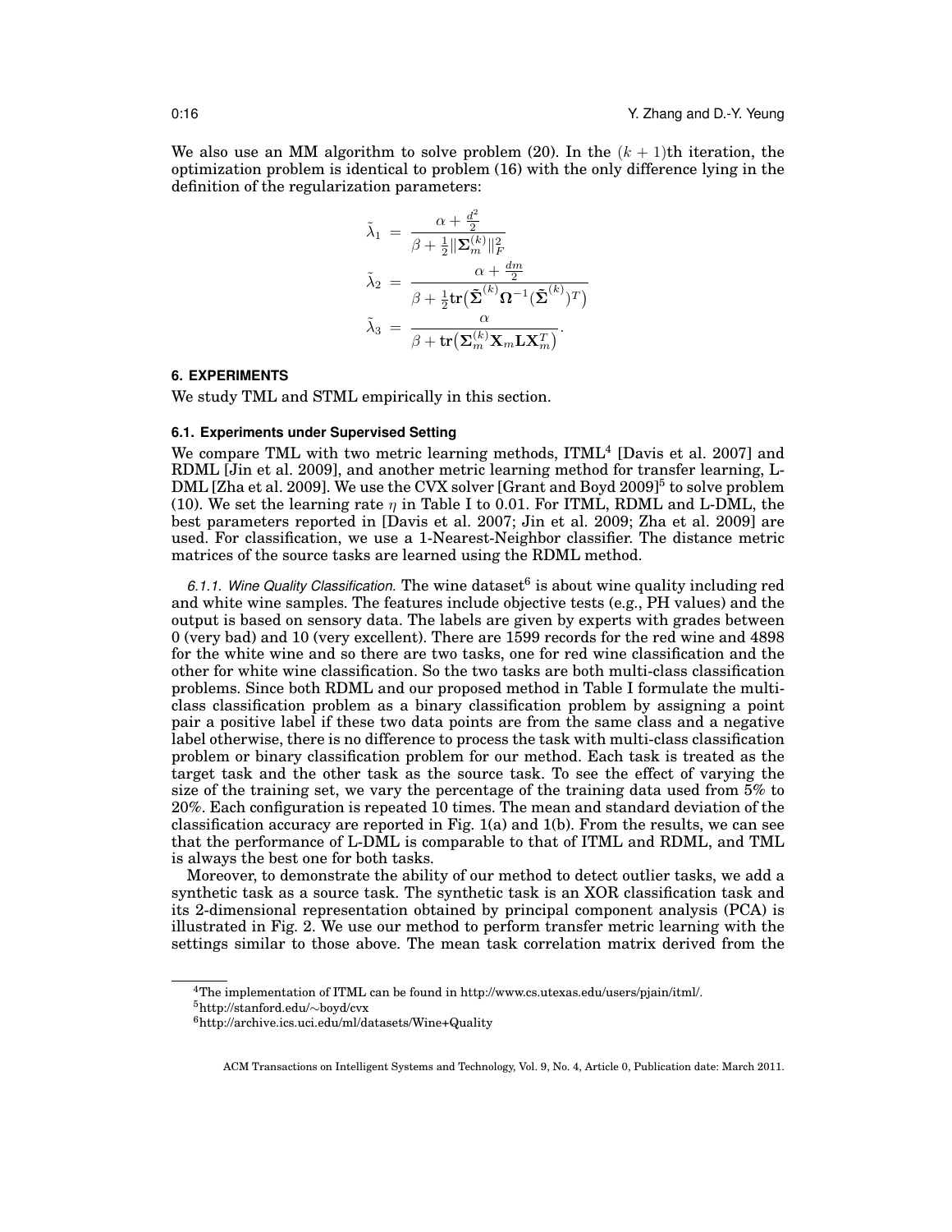We also use an MM algorithm to solve problem (20). In the $(k+1)$th iteration, the optimization problem is identical to problem (16) with the only difference lying in the definition of the regularization parameters:

$$
\begin{aligned}
\tilde{\lambda}_1 &= \frac{\alpha + \frac{d^2}{2}}{\beta + \frac{1}{2}\|\mathbf{\Sigma}_m^{(k)}\|_F^2} \\
\tilde{\lambda}_2 &= \frac{\alpha + \frac{dm}{2}}{\beta + \frac{1}{2}\mathrm{tr}\big(\tilde{\mathbf{\Sigma}}^{(k)}\mathbf{\Omega}^{-1}(\tilde{\mathbf{\Sigma}}^{(k)})^T\big)} \\
\tilde{\lambda}_3 &= \frac{\alpha}{\beta + \mathrm{tr}\big(\mathbf{\Sigma}_m^{(k)}\mathbf{X}_m\mathbf{L}\mathbf{X}_m^T\big)}.
\end{aligned}
$$

## 6. EXPERIMENTS

We study TML and STML empirically in this section.

### 6.1. Experiments under Supervised Setting

We compare TML with two metric learning methods, ITML[4] [Davis et al. 2007] and RDML [Jin et al. 2009], and another metric learning method for transfer learning, L-DML [Zha et al. 2009]. We use the CVX solver [Grant and Boyd 2009][5] to solve problem (10). We set the learning rate $\eta$ in Table I to 0.01. For ITML, RDML and L-DML, the best parameters reported in [Davis et al. 2007; Jin et al. 2009; Zha et al. 2009] are used. For classification, we use a 1-Nearest-Neighbor classifier. The distance metric matrices of the source tasks are learned using the RDML method.

*6.1.1. Wine Quality Classification.* The wine dataset[6] is about wine quality including red and white wine samples. The features include objective tests (e.g., PH values) and the output is based on sensory data. The labels are given by experts with grades between 0 (very bad) and 10 (very excellent). There are 1599 records for the red wine and 4898 for the white wine and so there are two tasks, one for red wine classification and the other for white wine classification. So the two tasks are both multi-class classification problems. Since both RDML and our proposed method in Table I formulate the multi-class classification problem as a binary classification problem by assigning a point pair a positive label if these two data points are from the same class and a negative label otherwise, there is no difference to process the task with multi-class classification problem or binary classification problem for our method. Each task is treated as the target task and the other task as the source task. To see the effect of varying the size of the training set, we vary the percentage of the training data used from 5% to 20%. Each configuration is repeated 10 times. The mean and standard deviation of the classification accuracy are reported in Fig. 1(a) and 1(b). From the results, we can see that the performance of L-DML is comparable to that of ITML and RDML, and TML is always the best one for both tasks.

Moreover, to demonstrate the ability of our method to detect outlier tasks, we add a synthetic task as a source task. The synthetic task is an XOR classification task and its 2-dimensional representation obtained by principal component analysis (PCA) is illustrated in Fig. 2. We use our method to perform transfer metric learning with the settings similar to those above. The mean task correlation matrix derived from the

[4] The implementation of ITML can be found in http://www.cs.utexas.edu/users/pjain/itml/.

[5] http://stanford.edu/~boyd/cvx

[6] http://archive.ics.uci.edu/ml/datasets/Wine+Quality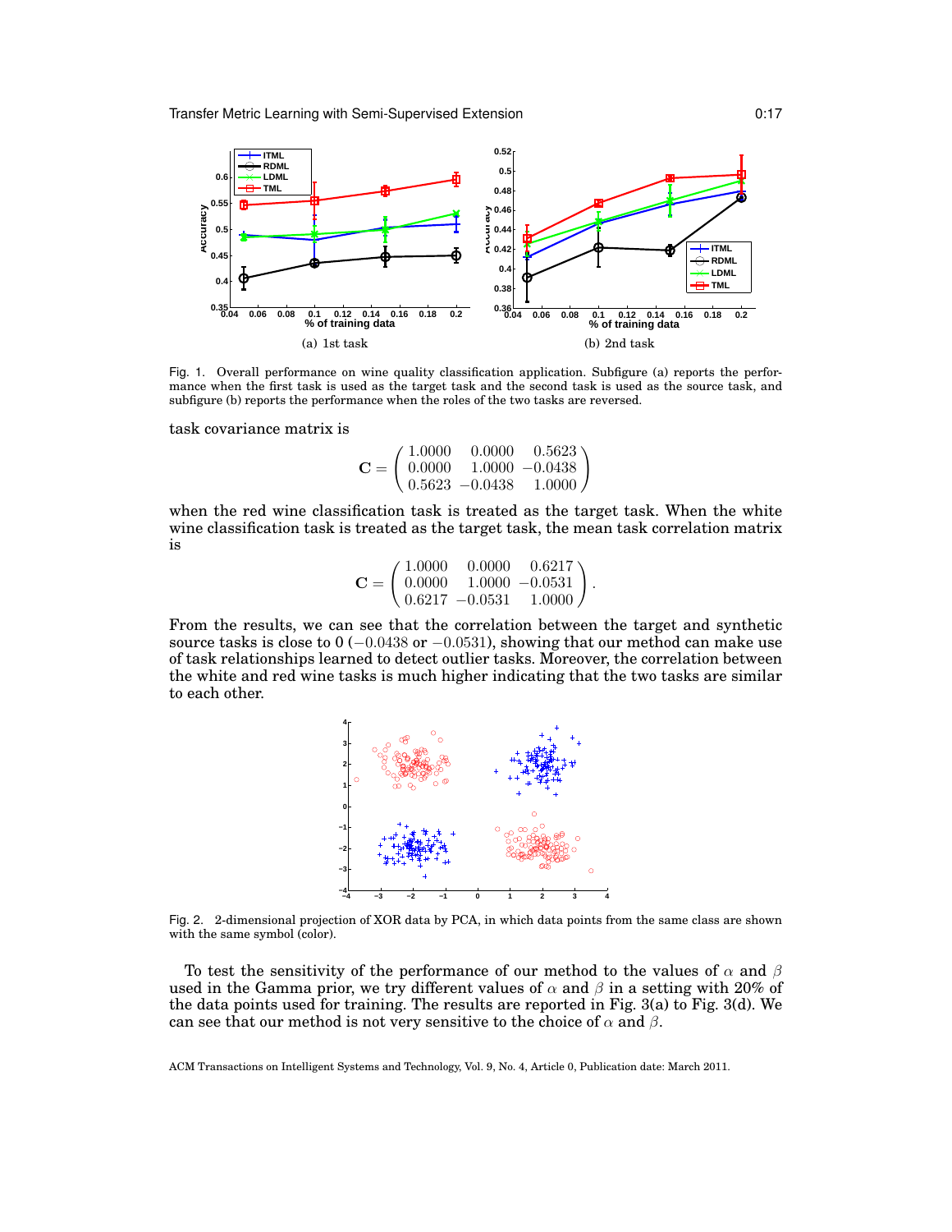(a) 1st task

(b) 2nd task

Fig. 1. Overall performance on wine quality classification application. Subfigure (a) reports the performance when the first task is used as the target task and the second task is used as the source task, and subfigure (b) reports the performance when the roles of the two tasks are reversed.

task covariance matrix is

$$\mathbf{C} = \begin{pmatrix} 1.0000 & 0.0000 & 0.5623 \\ 0.0000 & 1.0000 & -0.0438 \\ 0.5623 & -0.0438 & 1.0000 \end{pmatrix}$$

when the red wine classification task is treated as the target task. When the white wine classification task is treated as the target task, the mean task correlation matrix is

$$\mathbf{C} = \begin{pmatrix} 1.0000 & 0.0000 & 0.6217 \\ 0.0000 & 1.0000 & -0.0531 \\ 0.6217 & -0.0531 & 1.0000 \end{pmatrix}.$$

From the results, we can see that the correlation between the target and synthetic source tasks is close to 0 ($-0.0438$ or $-0.0531$), showing that our method can make use of task relationships learned to detect outlier tasks. Moreover, the correlation between the white and red wine tasks is much higher indicating that the two tasks are similar to each other.

Fig. 2. 2-dimensional projection of XOR data by PCA, in which data points from the same class are shown with the same symbol (color).

To test the sensitivity of the performance of our method to the values of $\alpha$ and $\beta$ used in the Gamma prior, we try different values of $\alpha$ and $\beta$ in a setting with 20% of the data points used for training. The results are reported in Fig. 3(a) to Fig. 3(d). We can see that our method is not very sensitive to the choice of $\alpha$ and $\beta$.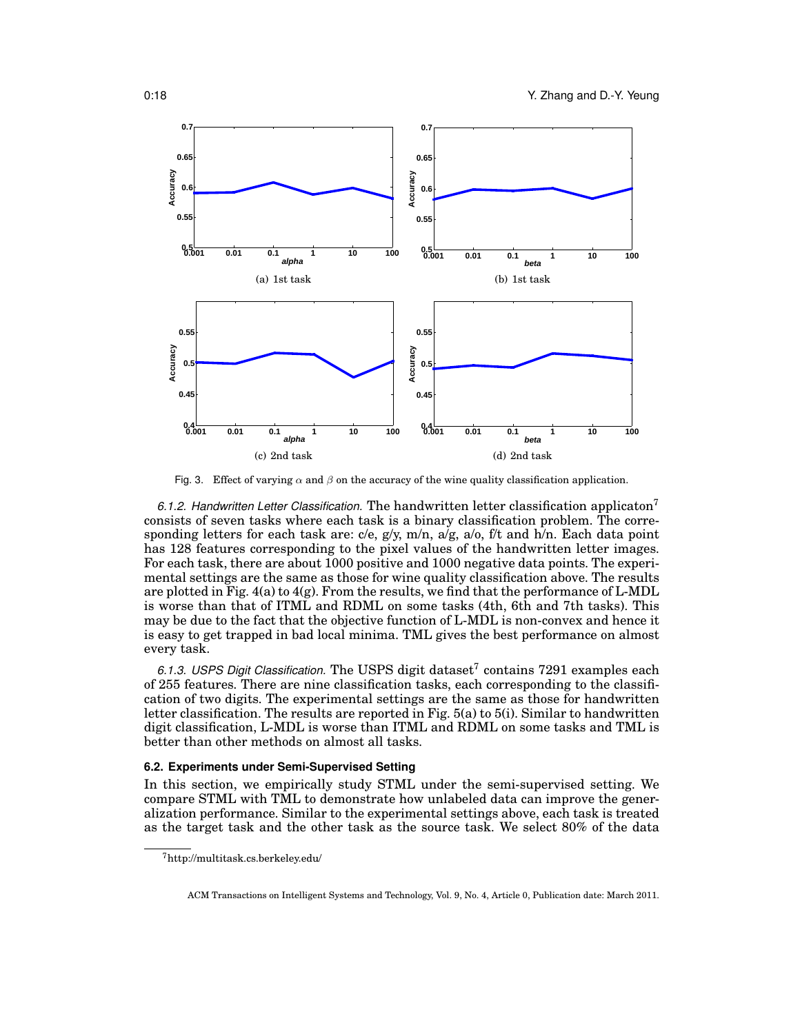(a) 1st task

(b) 1st task

(c) 2nd task

(d) 2nd task

Fig. 3. Effect of varying $\alpha$ and $\beta$ on the accuracy of the wine quality classification application.

*6.1.2. Handwritten Letter Classification.* The handwritten letter classification applicaton[7] consists of seven tasks where each task is a binary classification problem. The corresponding letters for each task are: c/e, g/y, m/n, a/g, a/o, f/t and h/n. Each data point has 128 features corresponding to the pixel values of the handwritten letter images. For each task, there are about 1000 positive and 1000 negative data points. The experimental settings are the same as those for wine quality classification above. The results are plotted in Fig. 4(a) to 4(g). From the results, we find that the performance of L-MDL is worse than that of ITML and RDML on some tasks (4th, 6th and 7th tasks). This may be due to the fact that the objective function of L-MDL is non-convex and hence it is easy to get trapped in bad local minima. TML gives the best performance on almost every task.

*6.1.3. USPS Digit Classification.* The USPS digit dataset[7] contains 7291 examples each of 255 features. There are nine classification tasks, each corresponding to the classification of two digits. The experimental settings are the same as those for handwritten letter classification. The results are reported in Fig. 5(a) to 5(i). Similar to handwritten digit classification, L-MDL is worse than ITML and RDML on some tasks and TML is better than other methods on almost all tasks.

### 6.2. Experiments under Semi-Supervised Setting

In this section, we empirically study STML under the semi-supervised setting. We compare STML with TML to demonstrate how unlabeled data can improve the generalization performance. Similar to the experimental settings above, each task is treated as the target task and the other task as the source task. We select 80% of the data

[7] http://multitask.cs.berkeley.edu/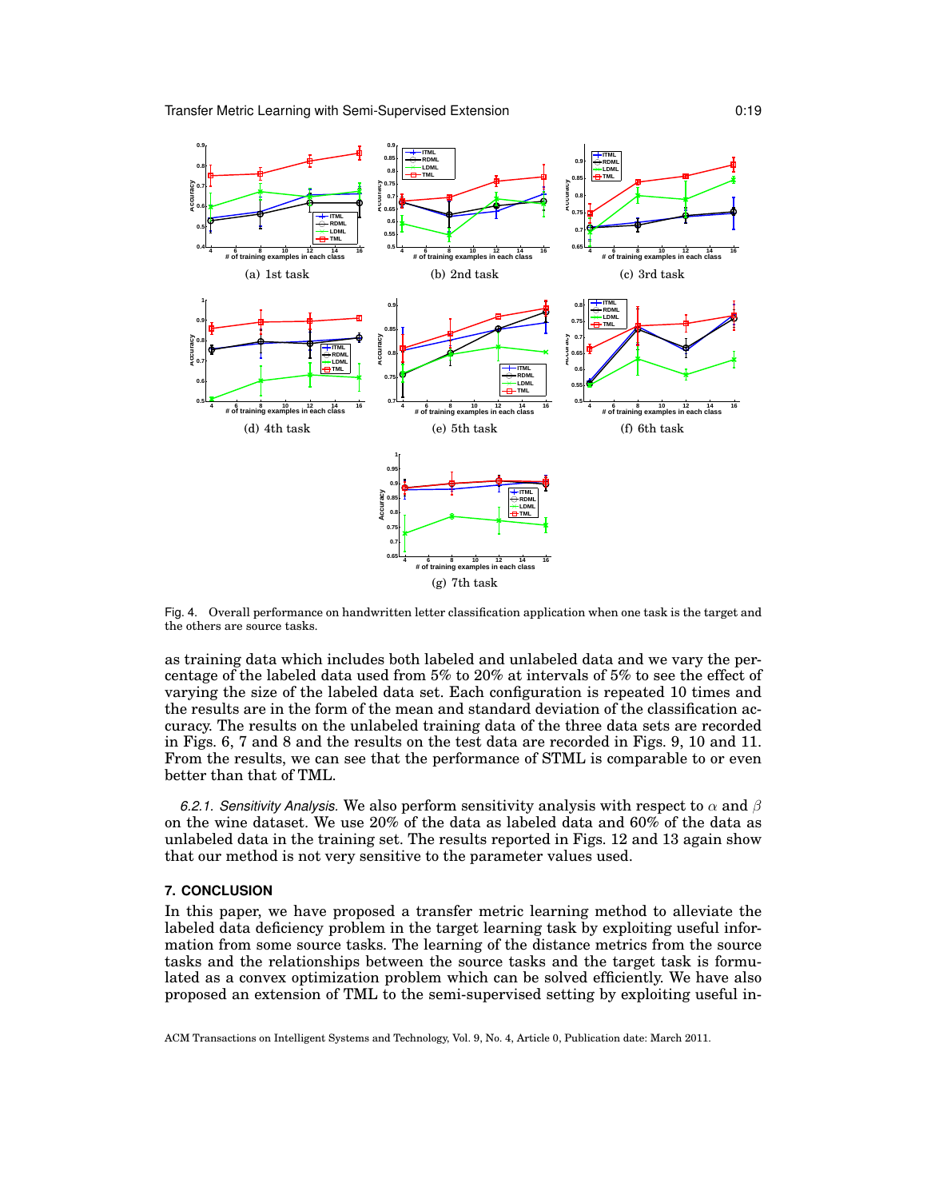(a) 1st task

(b) 2nd task

(c) 3rd task

(d) 4th task

(e) 5th task

(f) 6th task

(g) 7th task

Fig. 4. Overall performance on handwritten letter classification application when one task is the target and the others are source tasks.

as training data which includes both labeled and unlabeled data and we vary the percentage of the labeled data used from 5% to 20% at intervals of 5% to see the effect of varying the size of the labeled data set. Each configuration is repeated 10 times and the results are in the form of the mean and standard deviation of the classification accuracy. The results on the unlabeled training data of the three data sets are recorded in Figs. 6, 7 and 8 and the results on the test data are recorded in Figs. 9, 10 and 11. From the results, we can see that the performance of STML is comparable to or even better than that of TML.

*6.2.1. Sensitivity Analysis.* We also perform sensitivity analysis with respect to $\alpha$ and $\beta$ on the wine dataset. We use 20% of the data as labeled data and 60% of the data as unlabeled data in the training set. The results reported in Figs. 12 and 13 again show that our method is not very sensitive to the parameter values used.

## 7. CONCLUSION

In this paper, we have proposed a transfer metric learning method to alleviate the labeled data deficiency problem in the target learning task by exploiting useful information from some source tasks. The learning of the distance metrics from the source tasks and the relationships between the source tasks and the target task is formulated as a convex optimization problem which can be solved efficiently. We have also proposed an extension of TML to the semi-supervised setting by exploiting useful in-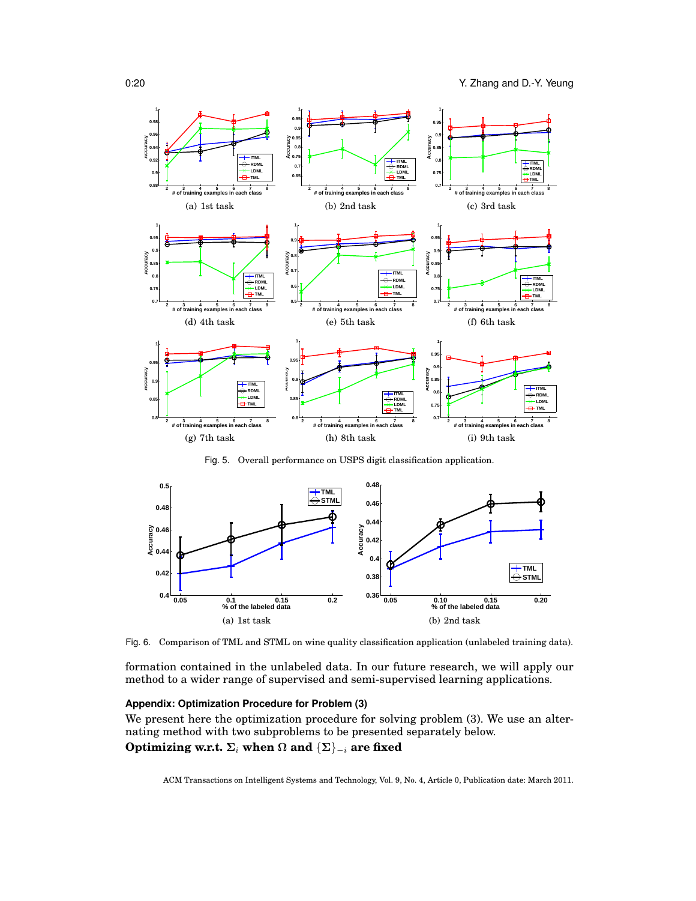(a) 1st task

(b) 2nd task

(c) 3rd task

(d) 4th task

(e) 5th task

(f) 6th task

(g) 7th task

(h) 8th task

(i) 9th task

Fig. 5. Overall performance on USPS digit classification application.

(a) 1st task

(b) 2nd task

Fig. 6. Comparison of TML and STML on wine quality classification application (unlabeled training data).

formation contained in the unlabeled data. In our future research, we will apply our method to a wider range of supervised and semi-supervised learning applications.

## Appendix: Optimization Procedure for Problem (3)

We present here the optimization procedure for solving problem (3). We use an alternating method with two subproblems to be presented separately below.

**Optimizing w.r.t. $\Sigma_i$ when $\Omega$ and $\{\Sigma\}_{-i}$ are fixed**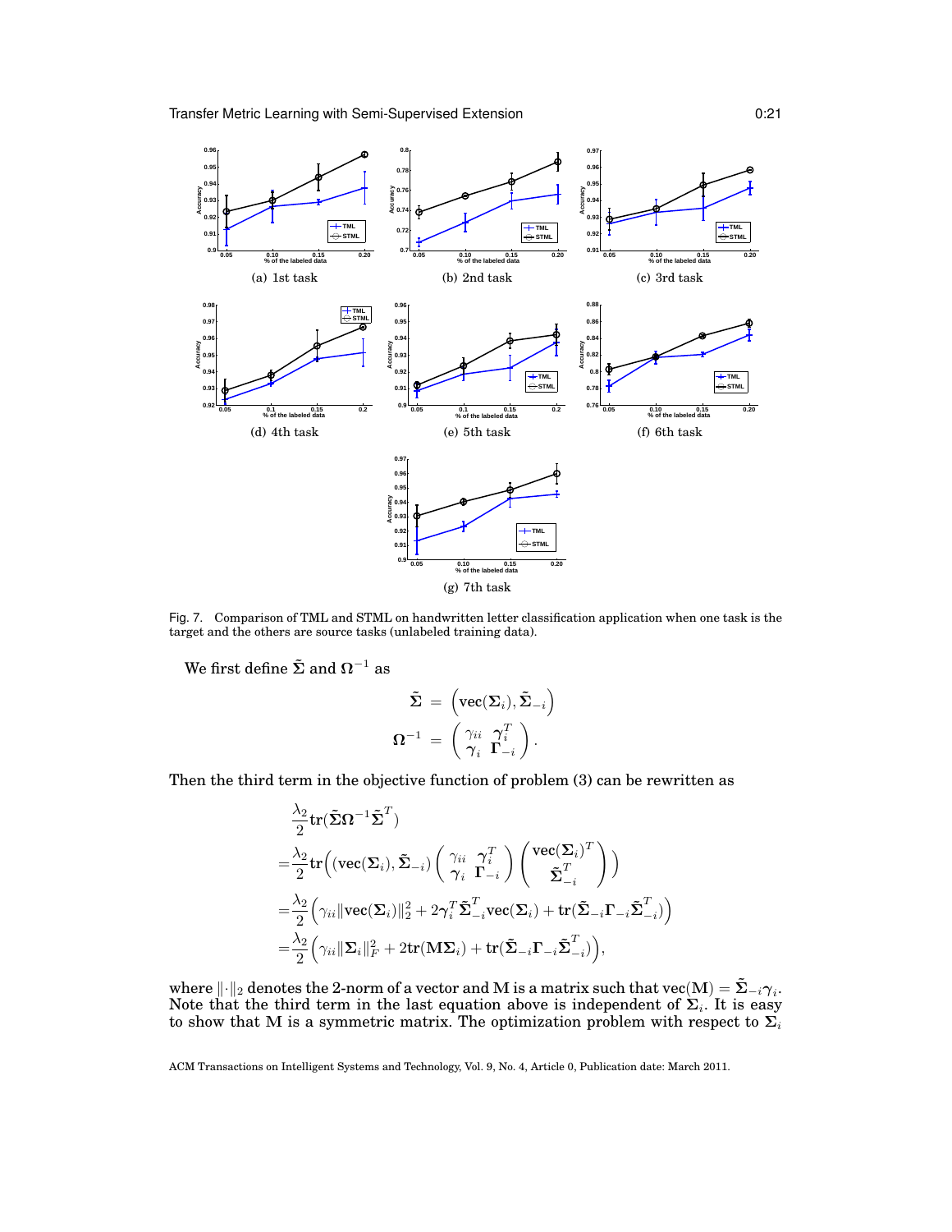(a) 1st task

(b) 2nd task

(c) 3rd task

(d) 4th task

(e) 5th task

(f) 6th task

(g) 7th task

Fig. 7. Comparison of TML and STML on handwritten letter classification application when one task is the target and the others are source tasks (unlabeled training data).

We first define $\tilde{\mathbf{\Sigma}}$ and $\mathbf{\Omega}^{-1}$ as

$$
\begin{aligned}
\tilde{\mathbf{\Sigma}} &= \left(\text{vec}(\mathbf{\Sigma}_i), \tilde{\mathbf{\Sigma}}_{-i}\right) \\
\mathbf{\Omega}^{-1} &= \begin{pmatrix} \gamma_{ii} & \boldsymbol{\gamma}_i^T \\ \boldsymbol{\gamma}_i & \mathbf{\Gamma}_{-i} \end{pmatrix}.
\end{aligned}
$$

Then the third term in the objective function of problem (3) can be rewritten as

$$
\begin{aligned}
&\frac{\lambda_2}{2}\text{tr}(\tilde{\mathbf{\Sigma}}\mathbf{\Omega}^{-1}\tilde{\mathbf{\Sigma}}^T) \\
=&\frac{\lambda_2}{2}\text{tr}\Big(\left(\text{vec}(\mathbf{\Sigma}_i), \tilde{\mathbf{\Sigma}}_{-i}\right) \begin{pmatrix} \gamma_{ii} & \boldsymbol{\gamma}_i^T \\ \boldsymbol{\gamma}_i & \mathbf{\Gamma}_{-i} \end{pmatrix} \begin{pmatrix} \text{vec}(\mathbf{\Sigma}_i)^T \\ \tilde{\mathbf{\Sigma}}_{-i}^T \end{pmatrix}\Big) \\
=&\frac{\lambda_2}{2}\Big(\gamma_{ii}\|\text{vec}(\mathbf{\Sigma}_i)\|_2^2 + 2\boldsymbol{\gamma}_i^T\tilde{\mathbf{\Sigma}}_{-i}^T\text{vec}(\mathbf{\Sigma}_i) + \text{tr}(\tilde{\mathbf{\Sigma}}_{-i}\mathbf{\Gamma}_{-i}\tilde{\mathbf{\Sigma}}_{-i}^T)\Big) \\
=&\frac{\lambda_2}{2}\Big(\gamma_{ii}\|\mathbf{\Sigma}_i\|_F^2 + 2\text{tr}(\mathbf{M}\mathbf{\Sigma}_i) + \text{tr}(\tilde{\mathbf{\Sigma}}_{-i}\mathbf{\Gamma}_{-i}\tilde{\mathbf{\Sigma}}_{-i}^T)\Big),
\end{aligned}
$$

where $\|\cdot\|_2$ denotes the 2-norm of a vector and $\mathbf{M}$ is a matrix such that $\text{vec}(\mathbf{M}) = \tilde{\mathbf{\Sigma}}_{-i}\boldsymbol{\gamma}_i$. Note that the third term in the last equation above is independent of $\mathbf{\Sigma}_i$. It is easy to show that $\mathbf{M}$ is a symmetric matrix. The optimization problem with respect to $\mathbf{\Sigma}_i$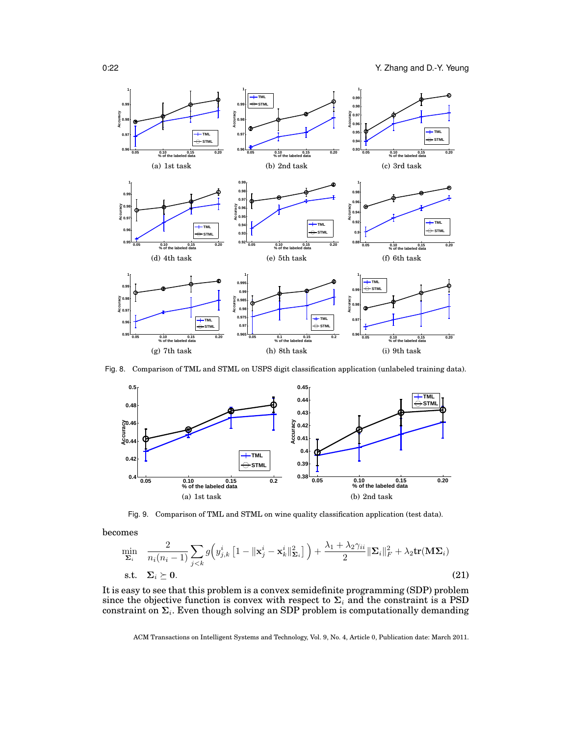(a) 1st task

(b) 2nd task

(c) 3rd task

(d) 4th task

(e) 5th task

(f) 6th task

(g) 7th task

(h) 8th task

(i) 9th task

Fig. 8. Comparison of TML and STML on USPS digit classification application (unlabeled training data).

(a) 1st task

(b) 2nd task

Fig. 9. Comparison of TML and STML on wine quality classification application (test data).

becomes

$$
\begin{aligned}
\min_{\boldsymbol{\Sigma}_i} \quad & \frac{2}{n_i(n_i-1)} \sum_{j<k} g\Big( y_{j,k}^i \left[ 1 - \|\mathbf{x}_j^i - \mathbf{x}_k^i\|_{\boldsymbol{\Sigma}_i}^2 \right] \Big) + \frac{\lambda_1 + \lambda_2 \gamma_{ii}}{2} \|\boldsymbol{\Sigma}_i\|_F^2 + \lambda_2 \mathbf{tr}(\mathbf{M}\boldsymbol{\Sigma}_i) \\
\text{s.t.} \quad & \boldsymbol{\Sigma}_i \succeq \mathbf{0}.
\end{aligned} \tag{21}
$$

It is easy to see that this problem is a convex semidefinite programming (SDP) problem since the objective function is convex with respect to $\boldsymbol{\Sigma}_i$ and the constraint is a PSD constraint on $\boldsymbol{\Sigma}_i$. Even though solving an SDP problem is computationally demanding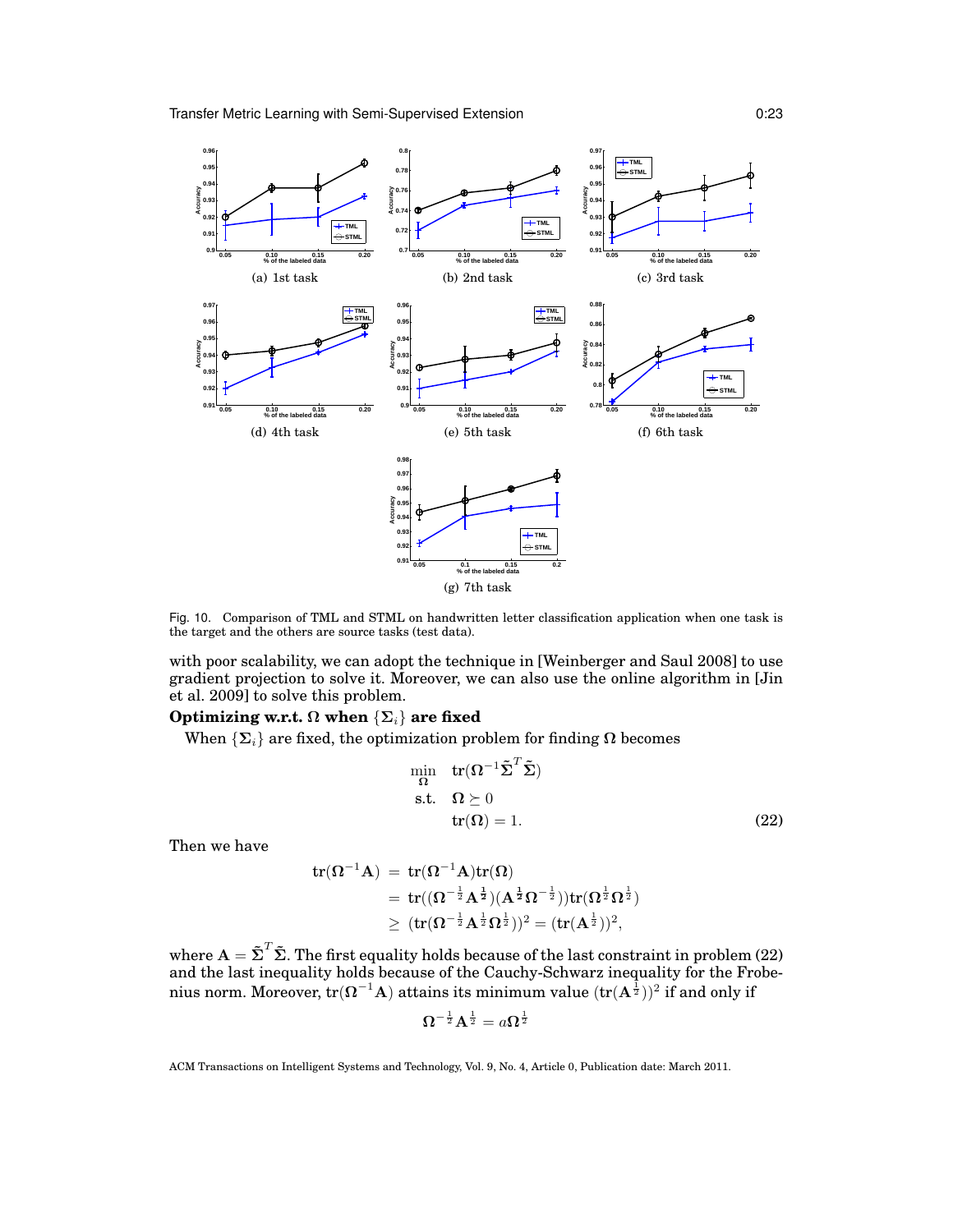(a) 1st task

(b) 2nd task

(c) 3rd task

(d) 4th task

(e) 5th task

(f) 6th task

(g) 7th task

Fig. 10. Comparison of TML and STML on handwritten letter classification application when one task is the target and the others are source tasks (test data).

with poor scalability, we can adopt the technique in [Weinberger and Saul 2008] to use gradient projection to solve it. Moreover, we can also use the online algorithm in [Jin et al. 2009] to solve this problem.

**Optimizing w.r.t. $\mathbf{\Omega}$ when $\{\mathbf{\Sigma}_i\}$ are fixed**

When $\{\mathbf{\Sigma}_i\}$ are fixed, the optimization problem for finding $\mathbf{\Omega}$ becomes

$$\begin{aligned}
\min_{\mathbf{\Omega}} \quad & \text{tr}(\mathbf{\Omega}^{-1}\tilde{\mathbf{\Sigma}}^T\tilde{\mathbf{\Sigma}}) \\
\text{s.t.} \quad & \mathbf{\Omega} \succeq 0 \\
& \text{tr}(\mathbf{\Omega}) = 1.
\end{aligned} \tag{22}$$

Then we have

$$\begin{aligned}
\text{tr}(\mathbf{\Omega}^{-1}\mathbf{A}) &= \text{tr}(\mathbf{\Omega}^{-1}\mathbf{A})\text{tr}(\mathbf{\Omega}) \\
&= \text{tr}((\mathbf{\Omega}^{-\frac{1}{2}}\mathbf{A}^{\frac{1}{2}})(\mathbf{A}^{\frac{1}{2}}\mathbf{\Omega}^{-\frac{1}{2}}))\text{tr}(\mathbf{\Omega}^{\frac{1}{2}}\mathbf{\Omega}^{\frac{1}{2}}) \\
&\geq (\text{tr}(\mathbf{\Omega}^{-\frac{1}{2}}\mathbf{A}^{\frac{1}{2}}\mathbf{\Omega}^{\frac{1}{2}}))^2 = (\text{tr}(\mathbf{A}^{\frac{1}{2}}))^2,
\end{aligned}$$

where $\mathbf{A} = \tilde{\mathbf{\Sigma}}^T\tilde{\mathbf{\Sigma}}$. The first equality holds because of the last constraint in problem (22) and the last inequality holds because of the Cauchy-Schwarz inequality for the Frobenius norm. Moreover, $\text{tr}(\mathbf{\Omega}^{-1}\mathbf{A})$ attains its minimum value $(\text{tr}(\mathbf{A}^{\frac{1}{2}}))^2$ if and only if

$$\mathbf{\Omega}^{-\frac{1}{2}}\mathbf{A}^{\frac{1}{2}} = a\mathbf{\Omega}^{\frac{1}{2}}$$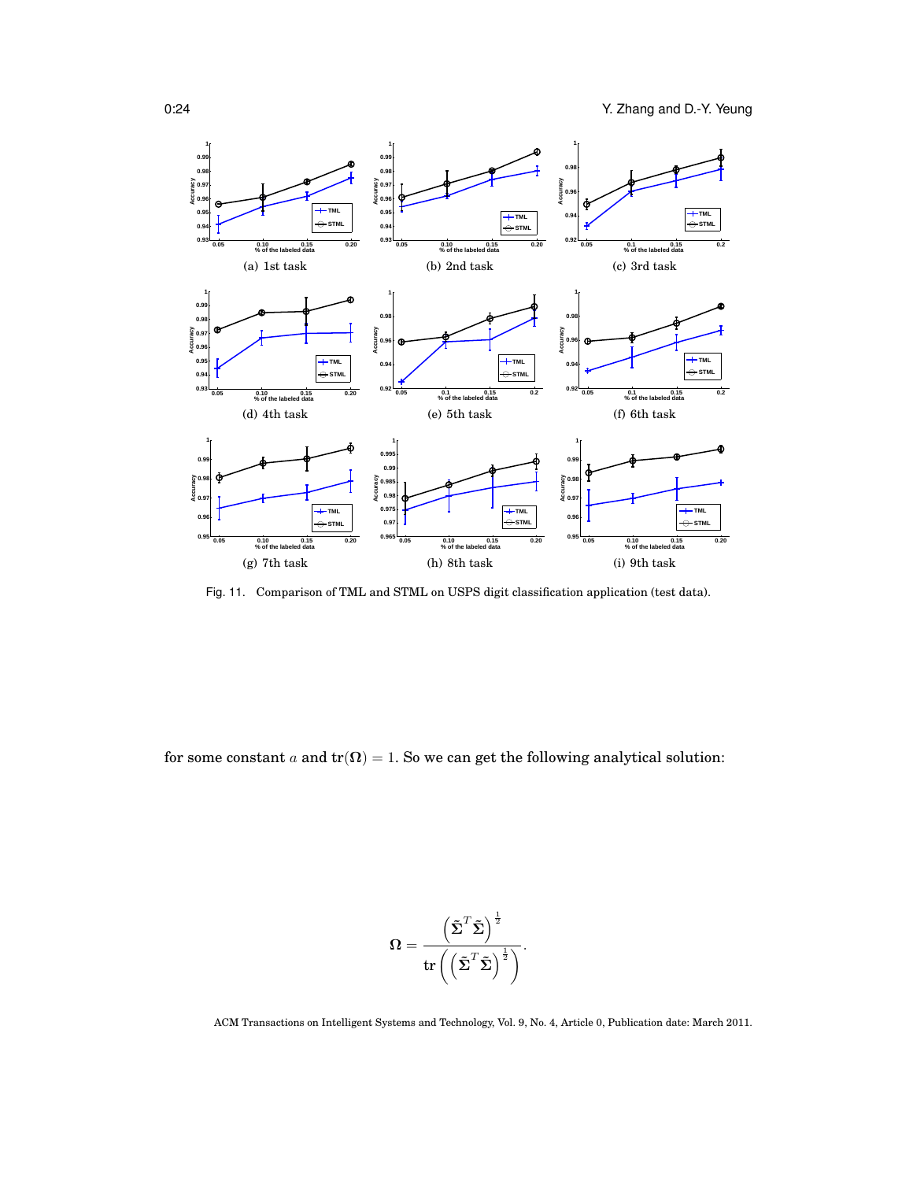(a) 1st task

(b) 2nd task

(c) 3rd task

(d) 4th task

(e) 5th task

(f) 6th task

(g) 7th task

(h) 8th task

(i) 9th task

Fig. 11. Comparison of TML and STML on USPS digit classification application (test data).

for some constant $a$ and $\text{tr}(\mathbf{\Omega}) = 1$. So we can get the following analytical solution:

$$\mathbf{\Omega} = \frac{\left(\tilde{\mathbf{\Sigma}}^T \tilde{\mathbf{\Sigma}}\right)^{\frac{1}{2}}}{\text{tr}\left(\left(\tilde{\mathbf{\Sigma}}^T \tilde{\mathbf{\Sigma}}\right)^{\frac{1}{2}}\right)}.$$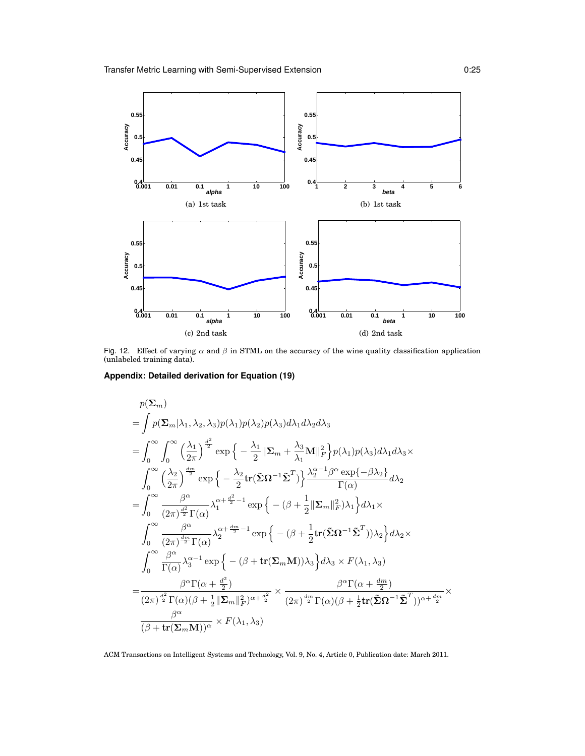(a) 1st task

(b) 1st task

(c) 2nd task

(d) 2nd task

Fig. 12. Effect of varying $\alpha$ and $\beta$ in STML on the accuracy of the wine quality classification application (unlabeled training data).

### Appendix: Detailed derivation for Equation (19)

$$
\begin{aligned}
& p(\mathbf{\Sigma}_m) \\
=& \int p(\mathbf{\Sigma}_m|\lambda_1,\lambda_2,\lambda_3)p(\lambda_1)p(\lambda_2)p(\lambda_3)d\lambda_1 d\lambda_2 d\lambda_3 \\
=& \int_0^\infty \int_0^\infty \Big(\frac{\lambda_1}{2\pi}\Big)^{\frac{d^2}{2}} \exp\Big\{-\frac{\lambda_1}{2}\|\mathbf{\Sigma}_m + \frac{\lambda_3}{\lambda_1}\mathbf{M}\|_F^2\Big\} p(\lambda_1)p(\lambda_3)d\lambda_1 d\lambda_3 \times \\
& \int_0^\infty \Big(\frac{\lambda_2}{2\pi}\Big)^{\frac{dm}{2}} \exp\Big\{-\frac{\lambda_2}{2}\mathbf{tr}(\tilde{\mathbf{\Sigma}}\mathbf{\Omega}^{-1}\tilde{\mathbf{\Sigma}}^T)\Big\}\frac{\lambda_2^{\alpha-1}\beta^\alpha\exp\{-\beta\lambda_2\}}{\Gamma(\alpha)}d\lambda_2 \\
=& \int_0^\infty \frac{\beta^\alpha}{(2\pi)^{\frac{d^2}{2}}\Gamma(\alpha)}\lambda_1^{\alpha+\frac{d^2}{2}-1}\exp\Big\{-(\beta+\frac{1}{2}\|\mathbf{\Sigma}_m\|_F^2)\lambda_1\Big\}d\lambda_1 \times \\
& \int_0^\infty \frac{\beta^\alpha}{(2\pi)^{\frac{dm}{2}}\Gamma(\alpha)}\lambda_2^{\alpha+\frac{dm}{2}-1}\exp\Big\{-(\beta+\frac{1}{2}\mathbf{tr}(\tilde{\mathbf{\Sigma}}\mathbf{\Omega}^{-1}\tilde{\mathbf{\Sigma}}^T))\lambda_2\Big\}d\lambda_2 \times \\
& \int_0^\infty \frac{\beta^\alpha}{\Gamma(\alpha)}\lambda_3^{\alpha-1}\exp\Big\{-(\beta+\mathbf{tr}(\mathbf{\Sigma}_m\mathbf{M}))\lambda_3\Big\}d\lambda_3 \times F(\lambda_1,\lambda_3) \\
=& \frac{\beta^\alpha\Gamma(\alpha+\frac{d^2}{2})}{(2\pi)^{\frac{d^2}{2}}\Gamma(\alpha)(\beta+\frac{1}{2}\|\mathbf{\Sigma}_m\|_F^2)^{\alpha+\frac{d^2}{2}}} \times \frac{\beta^\alpha\Gamma(\alpha+\frac{dm}{2})}{(2\pi)^{\frac{dm}{2}}\Gamma(\alpha)(\beta+\frac{1}{2}\mathbf{tr}(\tilde{\mathbf{\Sigma}}\mathbf{\Omega}^{-1}\tilde{\mathbf{\Sigma}}^T))^{\alpha+\frac{dm}{2}}} \times \\
& \frac{\beta^\alpha}{(\beta+\mathbf{tr}(\mathbf{\Sigma}_m\mathbf{M}))^\alpha} \times F(\lambda_1,\lambda_3)
\end{aligned}
$$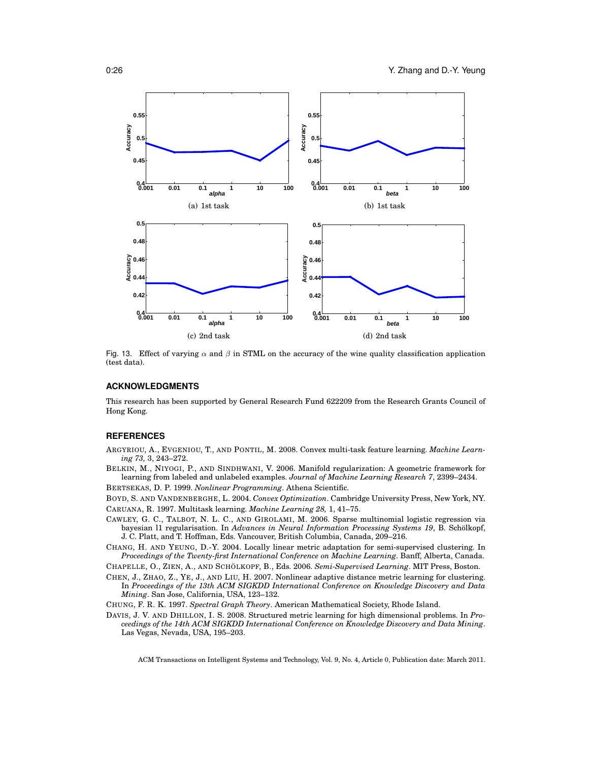(a) 1st task

(b) 1st task

(c) 2nd task

(d) 2nd task

Fig. 13. Effect of varying $\alpha$ and $\beta$ in STML on the accuracy of the wine quality classification application (test data).

## ACKNOWLEDGMENTS

This research has been supported by General Research Fund 622209 from the Research Grants Council of Hong Kong.

## REFERENCES

ARGYRIOU, A., EVGENIOU, T., AND PONTIL, M. 2008. Convex multi-task feature learning. *Machine Learning 73,* 3, 243–272.

BELKIN, M., NIYOGI, P., AND SINDHWANI, V. 2006. Manifold regularization: A geometric framework for learning from labeled and unlabeled examples. *Journal of Machine Learning Research 7*, 2399–2434.

BERTSEKAS, D. P. 1999. *Nonlinear Programming*. Athena Scientific.

BOYD, S. AND VANDENBERGHE, L. 2004. *Convex Optimization*. Cambridge University Press, New York, NY.

CARUANA, R. 1997. Multitask learning. *Machine Learning 28,* 1, 41–75.

CAWLEY, G. C., TALBOT, N. L. C., AND GIROLAMI, M. 2006. Sparse multinomial logistic regression via bayesian l1 regularisation. In *Advances in Neural Information Processing Systems 19*, B. Schölkopf, J. C. Platt, and T. Hoffman, Eds. Vancouver, British Columbia, Canada, 209–216.

CHANG, H. AND YEUNG, D.-Y. 2004. Locally linear metric adaptation for semi-supervised clustering. In *Proceedings of the Twenty-first International Conference on Machine Learning*. Banff, Alberta, Canada.

CHAPELLE, O., ZIEN, A., AND SCHÖLKOPF, B., Eds. 2006. *Semi-Supervised Learning*. MIT Press, Boston.

CHEN, J., ZHAO, Z., YE, J., AND LIU, H. 2007. Nonlinear adaptive distance metric learning for clustering. In *Proceedings of the 13th ACM SIGKDD International Conference on Knowledge Discovery and Data Mining*. San Jose, California, USA, 123–132.

CHUNG, F. R. K. 1997. *Spectral Graph Theory*. American Mathematical Society, Rhode Island.

DAVIS, J. V. AND DHILLON, I. S. 2008. Structured metric learning for high dimensional problems. In *Proceedings of the 14th ACM SIGKDD International Conference on Knowledge Discovery and Data Mining*. Las Vegas, Nevada, USA, 195–203.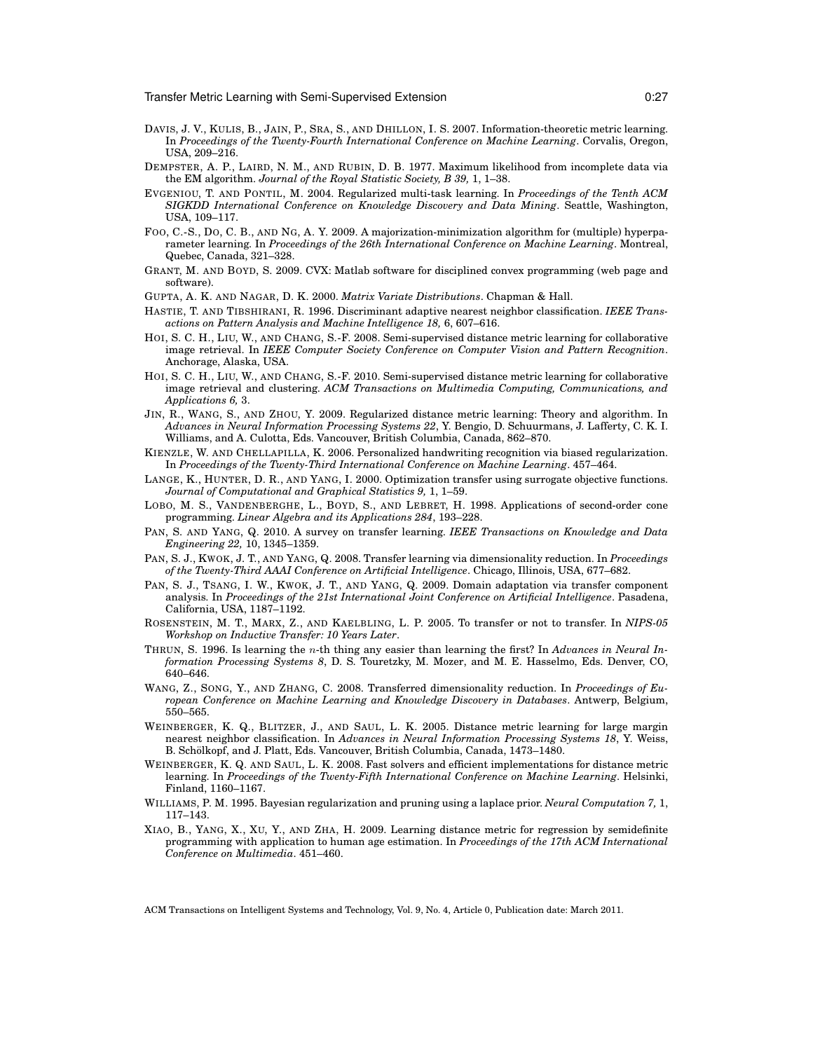DAVIS, J. V., KULIS, B., JAIN, P., SRA, S., AND DHILLON, I. S. 2007. Information-theoretic metric learning. In *Proceedings of the Twenty-Fourth International Conference on Machine Learning*. Corvalis, Oregon, USA, 209–216.

DEMPSTER, A. P., LAIRD, N. M., AND RUBIN, D. B. 1977. Maximum likelihood from incomplete data via the EM algorithm. *Journal of the Royal Statistic Society, B 39,* 1, 1–38.

EVGENIOU, T. AND PONTIL, M. 2004. Regularized multi-task learning. In *Proceedings of the Tenth ACM SIGKDD International Conference on Knowledge Discovery and Data Mining*. Seattle, Washington, USA, 109–117.

FOO, C.-S., DO, C. B., AND NG, A. Y. 2009. A majorization-minimization algorithm for (multiple) hyperparameter learning. In *Proceedings of the 26th International Conference on Machine Learning*. Montreal, Quebec, Canada, 321–328.

GRANT, M. AND BOYD, S. 2009. CVX: Matlab software for disciplined convex programming (web page and software).

GUPTA, A. K. AND NAGAR, D. K. 2000. *Matrix Variate Distributions*. Chapman & Hall.

HASTIE, T. AND TIBSHIRANI, R. 1996. Discriminant adaptive nearest neighbor classification. *IEEE Transactions on Pattern Analysis and Machine Intelligence 18,* 6, 607–616.

HOI, S. C. H., LIU, W., AND CHANG, S.-F. 2008. Semi-supervised distance metric learning for collaborative image retrieval. In *IEEE Computer Society Conference on Computer Vision and Pattern Recognition*. Anchorage, Alaska, USA.

HOI, S. C. H., LIU, W., AND CHANG, S.-F. 2010. Semi-supervised distance metric learning for collaborative image retrieval and clustering. *ACM Transactions on Multimedia Computing, Communications, and Applications 6,* 3.

JIN, R., WANG, S., AND ZHOU, Y. 2009. Regularized distance metric learning: Theory and algorithm. In *Advances in Neural Information Processing Systems 22*, Y. Bengio, D. Schuurmans, J. Lafferty, C. K. I. Williams, and A. Culotta, Eds. Vancouver, British Columbia, Canada, 862–870.

KIENZLE, W. AND CHELLAPILLA, K. 2006. Personalized handwriting recognition via biased regularization. In *Proceedings of the Twenty-Third International Conference on Machine Learning*. 457–464.

LANGE, K., HUNTER, D. R., AND YANG, I. 2000. Optimization transfer using surrogate objective functions. *Journal of Computational and Graphical Statistics 9,* 1, 1–59.

LOBO, M. S., VANDENBERGHE, L., BOYD, S., AND LEBRET, H. 1998. Applications of second-order cone programming. *Linear Algebra and its Applications 284*, 193–228.

PAN, S. AND YANG, Q. 2010. A survey on transfer learning. *IEEE Transactions on Knowledge and Data Engineering 22,* 10, 1345–1359.

PAN, S. J., KWOK, J. T., AND YANG, Q. 2008. Transfer learning via dimensionality reduction. In *Proceedings of the Twenty-Third AAAI Conference on Artificial Intelligence*. Chicago, Illinois, USA, 677–682.

PAN, S. J., TSANG, I. W., KWOK, J. T., AND YANG, Q. 2009. Domain adaptation via transfer component analysis. In *Proceedings of the 21st International Joint Conference on Artificial Intelligence*. Pasadena, California, USA, 1187–1192.

ROSENSTEIN, M. T., MARX, Z., AND KAELBLING, L. P. 2005. To transfer or not to transfer. In *NIPS-05 Workshop on Inductive Transfer: 10 Years Later*.

THRUN, S. 1996. Is learning the $n$-th thing any easier than learning the first? In *Advances in Neural Information Processing Systems 8*, D. S. Touretzky, M. Mozer, and M. E. Hasselmo, Eds. Denver, CO, 640–646.

WANG, Z., SONG, Y., AND ZHANG, C. 2008. Transferred dimensionality reduction. In *Proceedings of European Conference on Machine Learning and Knowledge Discovery in Databases*. Antwerp, Belgium, 550–565.

WEINBERGER, K. Q., BLITZER, J., AND SAUL, L. K. 2005. Distance metric learning for large margin nearest neighbor classification. In *Advances in Neural Information Processing Systems 18*, Y. Weiss, B. Schölkopf, and J. Platt, Eds. Vancouver, British Columbia, Canada, 1473–1480.

WEINBERGER, K. Q. AND SAUL, L. K. 2008. Fast solvers and efficient implementations for distance metric learning. In *Proceedings of the Twenty-Fifth International Conference on Machine Learning*. Helsinki, Finland, 1160–1167.

WILLIAMS, P. M. 1995. Bayesian regularization and pruning using a laplace prior. *Neural Computation 7,* 1, 117–143.

XIAO, B., YANG, X., XU, Y., AND ZHA, H. 2009. Learning distance metric for regression by semidefinite programming with application to human age estimation. In *Proceedings of the 17th ACM International Conference on Multimedia*. 451–460.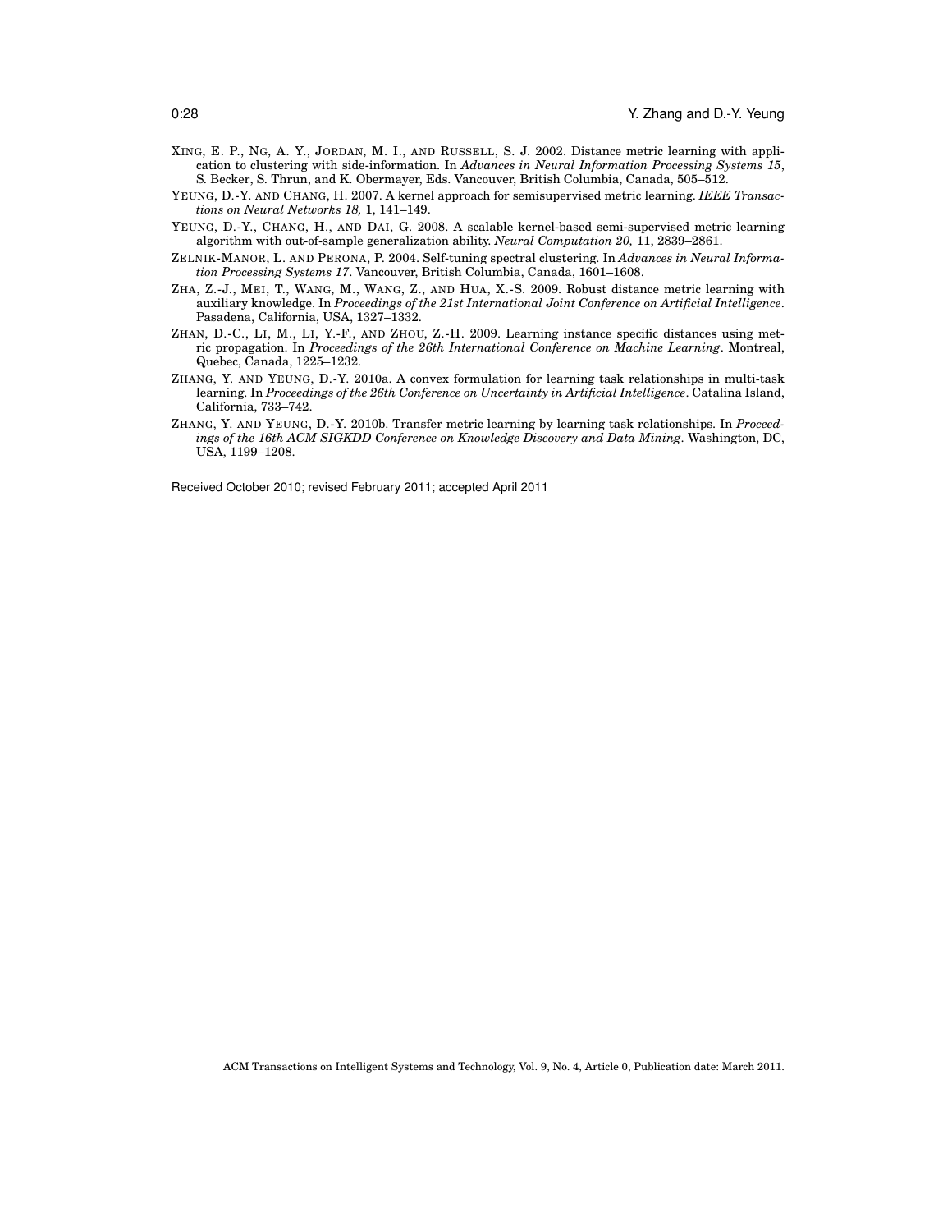XING, E. P., NG, A. Y., JORDAN, M. I., AND RUSSELL, S. J. 2002. Distance metric learning with application to clustering with side-information. In *Advances in Neural Information Processing Systems 15*, S. Becker, S. Thrun, and K. Obermayer, Eds. Vancouver, British Columbia, Canada, 505–512.

YEUNG, D.-Y. AND CHANG, H. 2007. A kernel approach for semisupervised metric learning. *IEEE Transactions on Neural Networks 18,* 1, 141–149.

YEUNG, D.-Y., CHANG, H., AND DAI, G. 2008. A scalable kernel-based semi-supervised metric learning algorithm with out-of-sample generalization ability. *Neural Computation 20,* 11, 2839–2861.

ZELNIK-MANOR, L. AND PERONA, P. 2004. Self-tuning spectral clustering. In *Advances in Neural Information Processing Systems 17*. Vancouver, British Columbia, Canada, 1601–1608.

ZHA, Z.-J., MEI, T., WANG, M., WANG, Z., AND HUA, X.-S. 2009. Robust distance metric learning with auxiliary knowledge. In *Proceedings of the 21st International Joint Conference on Artificial Intelligence*. Pasadena, California, USA, 1327–1332.

ZHAN, D.-C., LI, M., LI, Y.-F., AND ZHOU, Z.-H. 2009. Learning instance specific distances using metric propagation. In *Proceedings of the 26th International Conference on Machine Learning*. Montreal, Quebec, Canada, 1225–1232.

ZHANG, Y. AND YEUNG, D.-Y. 2010a. A convex formulation for learning task relationships in multi-task learning. In *Proceedings of the 26th Conference on Uncertainty in Artificial Intelligence*. Catalina Island, California, 733–742.

ZHANG, Y. AND YEUNG, D.-Y. 2010b. Transfer metric learning by learning task relationships. In *Proceedings of the 16th ACM SIGKDD Conference on Knowledge Discovery and Data Mining*. Washington, DC, USA, 1199–1208.

Received October 2010; revised February 2011; accepted April 2011